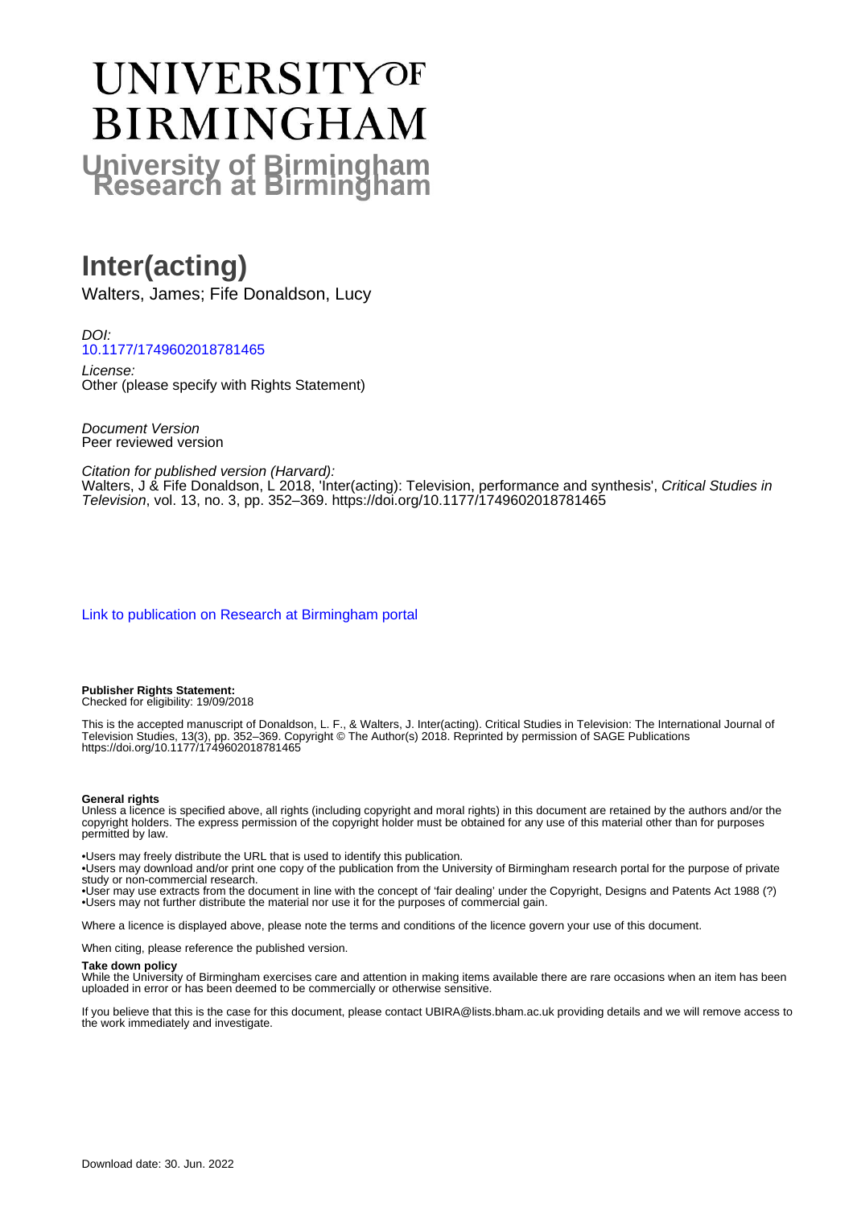# UNIVERSITY OF BIRMINGHAM

## University of Birmingham Research at Birmingham

# Inter(acting)

Walters, James; Fife Donaldson, Lucy

*DOI:*
[10.1177/1749602018781465](https://doi.org/10.1177/1749602018781465)

*License:*
Other (please specify with Rights Statement)

*Document Version*
Peer reviewed version

*Citation for published version (Harvard):*
Walters, J & Fife Donaldson, L 2018, 'Inter(acting): Television, performance and synthesis', *Critical Studies in Television*, vol. 13, no. 3, pp. 352–369. https://doi.org/10.1177/1749602018781465

[Link to publication on Research at Birmingham portal]

**Publisher Rights Statement:**
Checked for eligibility: 19/09/2018

This is the accepted manuscript of Donaldson, L. F., & Walters, J. Inter(acting). Critical Studies in Television: The International Journal of Television Studies, 13(3), pp. 352–369. Copyright © The Author(s) 2018. Reprinted by permission of SAGE Publications https://doi.org/10.1177/1749602018781465

**General rights**
Unless a licence is specified above, all rights (including copyright and moral rights) in this document are retained by the authors and/or the copyright holders. The express permission of the copyright holder must be obtained for any use of this material other than for purposes permitted by law.

•Users may freely distribute the URL that is used to identify this publication.
•Users may download and/or print one copy of the publication from the University of Birmingham research portal for the purpose of private study or non-commercial research.
•User may use extracts from the document in line with the concept of 'fair dealing' under the Copyright, Designs and Patents Act 1988 (?)
•Users may not further distribute the material nor use it for the purposes of commercial gain.

Where a licence is displayed above, please note the terms and conditions of the licence govern your use of this document.

When citing, please reference the published version.

**Take down policy**
While the University of Birmingham exercises care and attention in making items available there are rare occasions when an item has been uploaded in error or has been deemed to be commercially or otherwise sensitive.

If you believe that this is the case for this document, please contact UBIRA@lists.bham.ac.uk providing details and we will remove access to the work immediately and investigate.

Download date: 30. Jun. 2022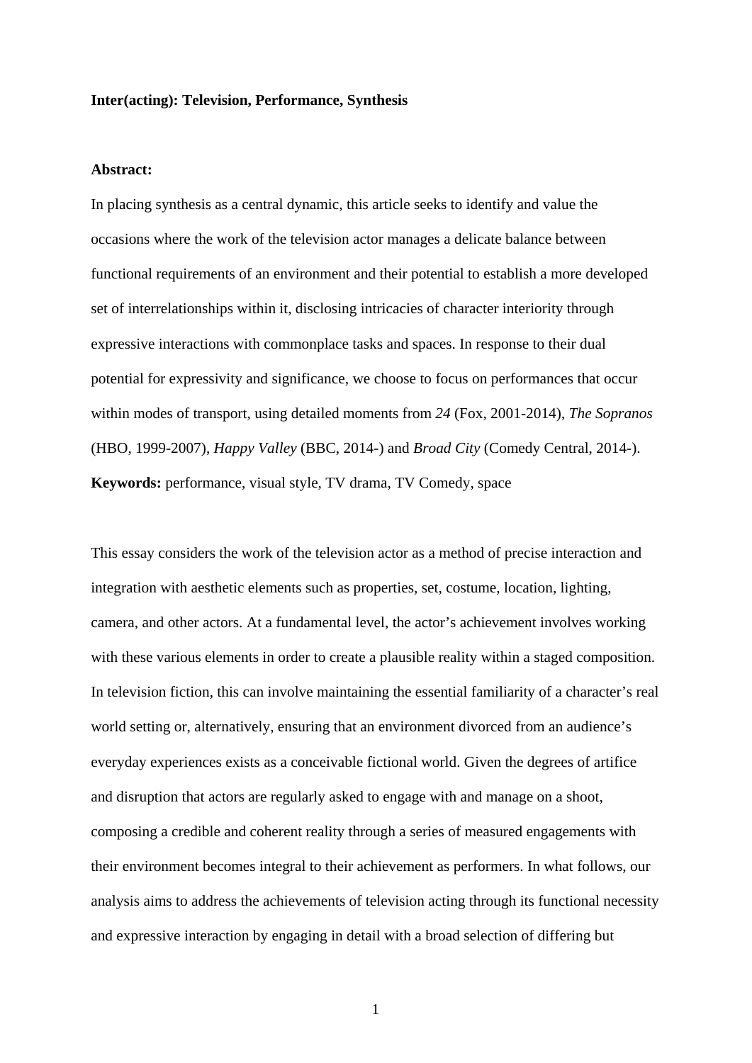**Inter(acting): Television, Performance, Synthesis**

**Abstract:**

In placing synthesis as a central dynamic, this article seeks to identify and value the occasions where the work of the television actor manages a delicate balance between functional requirements of an environment and their potential to establish a more developed set of interrelationships within it, disclosing intricacies of character interiority through expressive interactions with commonplace tasks and spaces. In response to their dual potential for expressivity and significance, we choose to focus on performances that occur within modes of transport, using detailed moments from *24* (Fox, 2001-2014), *The Sopranos* (HBO, 1999-2007), *Happy Valley* (BBC, 2014-) and *Broad City* (Comedy Central, 2014-).

**Keywords:** performance, visual style, TV drama, TV Comedy, space

This essay considers the work of the television actor as a method of precise interaction and integration with aesthetic elements such as properties, set, costume, location, lighting, camera, and other actors. At a fundamental level, the actor's achievement involves working with these various elements in order to create a plausible reality within a staged composition. In television fiction, this can involve maintaining the essential familiarity of a character's real world setting or, alternatively, ensuring that an environment divorced from an audience's everyday experiences exists as a conceivable fictional world. Given the degrees of artifice and disruption that actors are regularly asked to engage with and manage on a shoot, composing a credible and coherent reality through a series of measured engagements with their environment becomes integral to their achievement as performers. In what follows, our analysis aims to address the achievements of television acting through its functional necessity and expressive interaction by engaging in detail with a broad selection of differing but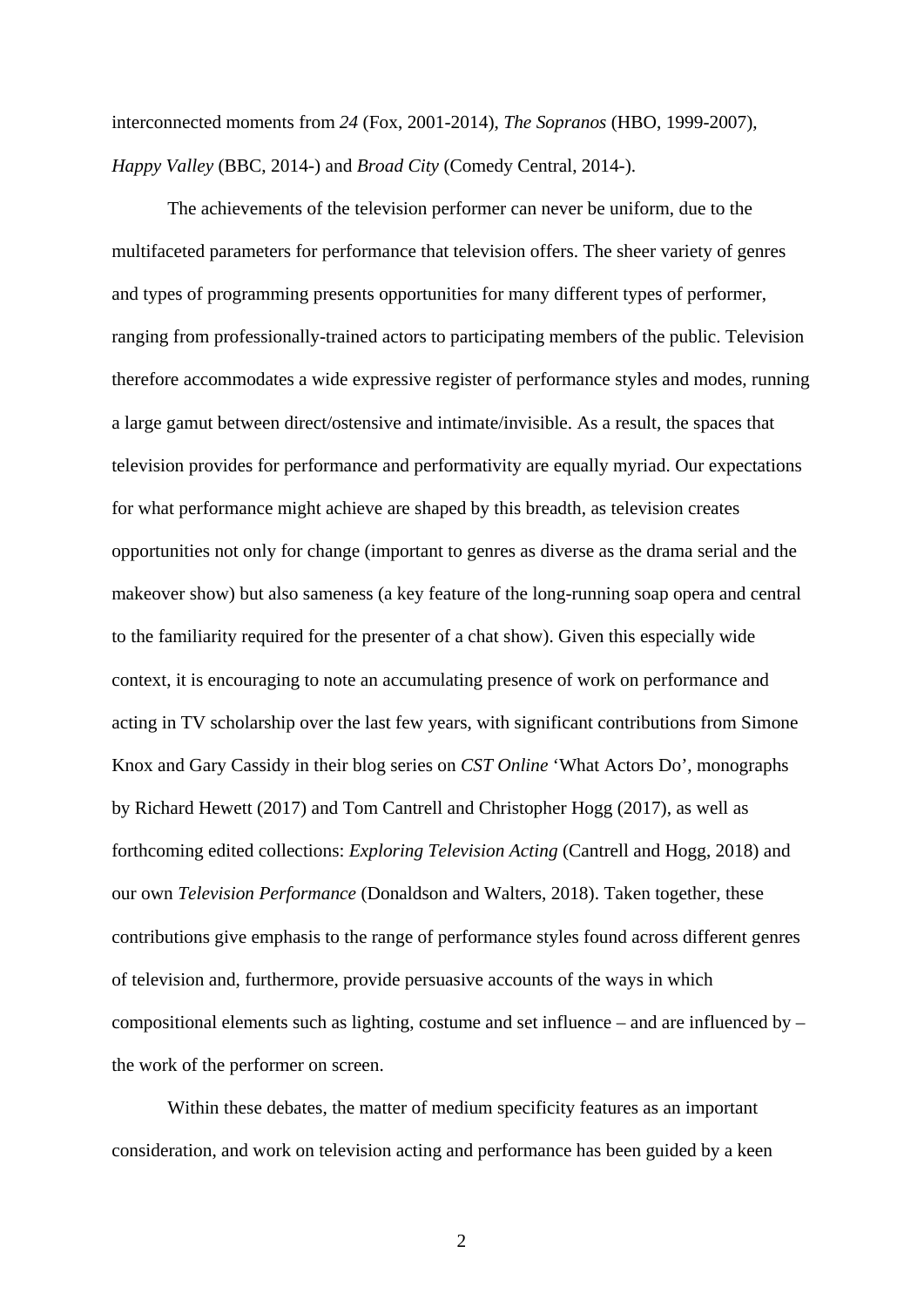interconnected moments from *24* (Fox, 2001-2014), *The Sopranos* (HBO, 1999-2007), *Happy Valley* (BBC, 2014-) and *Broad City* (Comedy Central, 2014-).

The achievements of the television performer can never be uniform, due to the multifaceted parameters for performance that television offers. The sheer variety of genres and types of programming presents opportunities for many different types of performer, ranging from professionally-trained actors to participating members of the public. Television therefore accommodates a wide expressive register of performance styles and modes, running a large gamut between direct/ostensive and intimate/invisible. As a result, the spaces that television provides for performance and performativity are equally myriad. Our expectations for what performance might achieve are shaped by this breadth, as television creates opportunities not only for change (important to genres as diverse as the drama serial and the makeover show) but also sameness (a key feature of the long-running soap opera and central to the familiarity required for the presenter of a chat show). Given this especially wide context, it is encouraging to note an accumulating presence of work on performance and acting in TV scholarship over the last few years, with significant contributions from Simone Knox and Gary Cassidy in their blog series on *CST Online* 'What Actors Do', monographs by Richard Hewett (2017) and Tom Cantrell and Christopher Hogg (2017), as well as forthcoming edited collections: *Exploring Television Acting* (Cantrell and Hogg, 2018) and our own *Television Performance* (Donaldson and Walters, 2018). Taken together, these contributions give emphasis to the range of performance styles found across different genres of television and, furthermore, provide persuasive accounts of the ways in which compositional elements such as lighting, costume and set influence – and are influenced by – the work of the performer on screen.

Within these debates, the matter of medium specificity features as an important consideration, and work on television acting and performance has been guided by a keen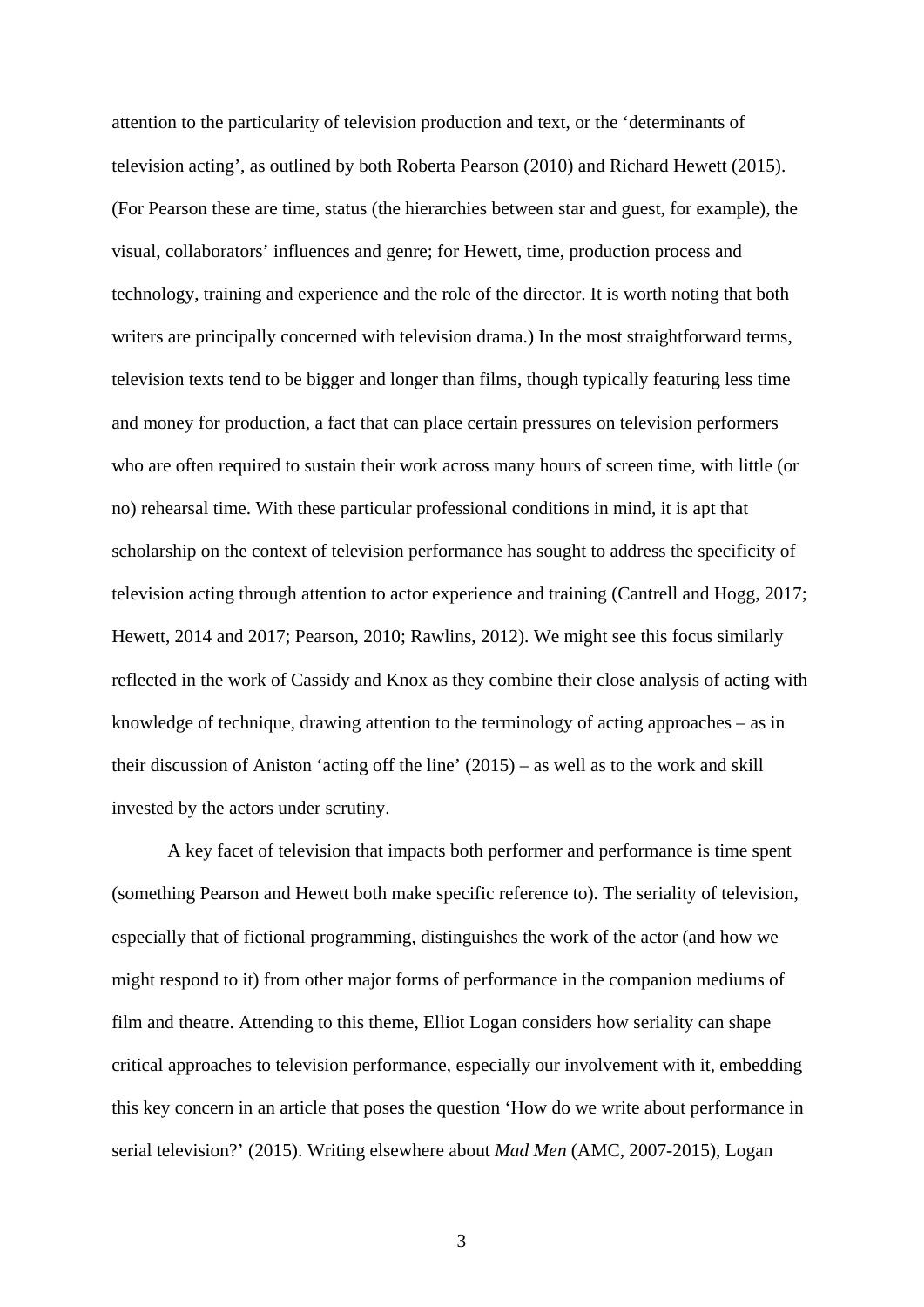attention to the particularity of television production and text, or the 'determinants of television acting', as outlined by both Roberta Pearson (2010) and Richard Hewett (2015). (For Pearson these are time, status (the hierarchies between star and guest, for example), the visual, collaborators' influences and genre; for Hewett, time, production process and technology, training and experience and the role of the director. It is worth noting that both writers are principally concerned with television drama.) In the most straightforward terms, television texts tend to be bigger and longer than films, though typically featuring less time and money for production, a fact that can place certain pressures on television performers who are often required to sustain their work across many hours of screen time, with little (or no) rehearsal time. With these particular professional conditions in mind, it is apt that scholarship on the context of television performance has sought to address the specificity of television acting through attention to actor experience and training (Cantrell and Hogg, 2017; Hewett, 2014 and 2017; Pearson, 2010; Rawlins, 2012). We might see this focus similarly reflected in the work of Cassidy and Knox as they combine their close analysis of acting with knowledge of technique, drawing attention to the terminology of acting approaches – as in their discussion of Aniston 'acting off the line' (2015) – as well as to the work and skill invested by the actors under scrutiny.

A key facet of television that impacts both performer and performance is time spent (something Pearson and Hewett both make specific reference to). The seriality of television, especially that of fictional programming, distinguishes the work of the actor (and how we might respond to it) from other major forms of performance in the companion mediums of film and theatre. Attending to this theme, Elliot Logan considers how seriality can shape critical approaches to television performance, especially our involvement with it, embedding this key concern in an article that poses the question 'How do we write about performance in serial television?' (2015). Writing elsewhere about *Mad Men* (AMC, 2007-2015), Logan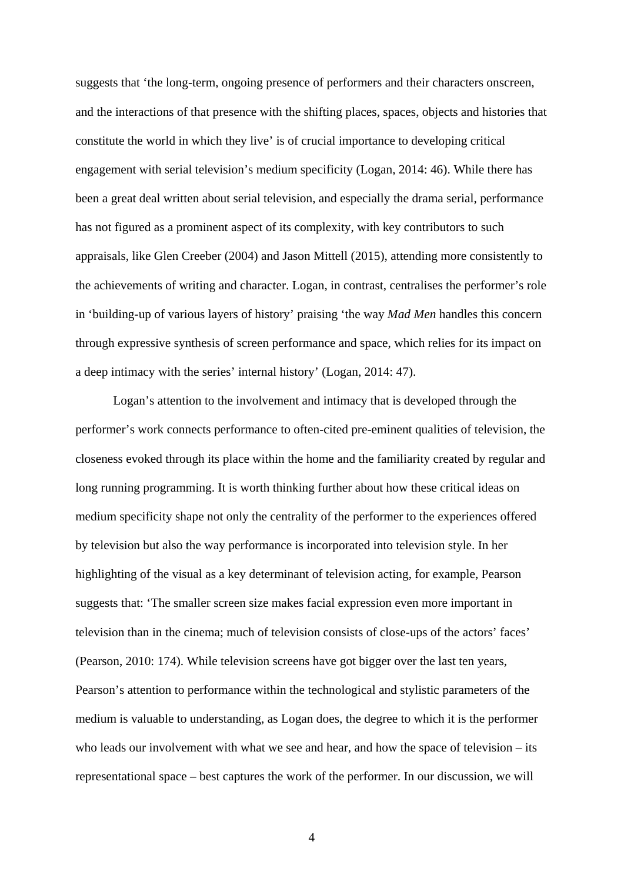suggests that ‘the long-term, ongoing presence of performers and their characters onscreen, and the interactions of that presence with the shifting places, spaces, objects and histories that constitute the world in which they live’ is of crucial importance to developing critical engagement with serial television’s medium specificity (Logan, 2014: 46). While there has been a great deal written about serial television, and especially the drama serial, performance has not figured as a prominent aspect of its complexity, with key contributors to such appraisals, like Glen Creeber (2004) and Jason Mittell (2015), attending more consistently to the achievements of writing and character. Logan, in contrast, centralises the performer’s role in ‘building-up of various layers of history’ praising ‘the way *Mad Men* handles this concern through expressive synthesis of screen performance and space, which relies for its impact on a deep intimacy with the series’ internal history’ (Logan, 2014: 47).

Logan’s attention to the involvement and intimacy that is developed through the performer’s work connects performance to often-cited pre-eminent qualities of television, the closeness evoked through its place within the home and the familiarity created by regular and long running programming. It is worth thinking further about how these critical ideas on medium specificity shape not only the centrality of the performer to the experiences offered by television but also the way performance is incorporated into television style. In her highlighting of the visual as a key determinant of television acting, for example, Pearson suggests that: ‘The smaller screen size makes facial expression even more important in television than in the cinema; much of television consists of close-ups of the actors’ faces’ (Pearson, 2010: 174). While television screens have got bigger over the last ten years, Pearson’s attention to performance within the technological and stylistic parameters of the medium is valuable to understanding, as Logan does, the degree to which it is the performer who leads our involvement with what we see and hear, and how the space of television – its representational space – best captures the work of the performer. In our discussion, we will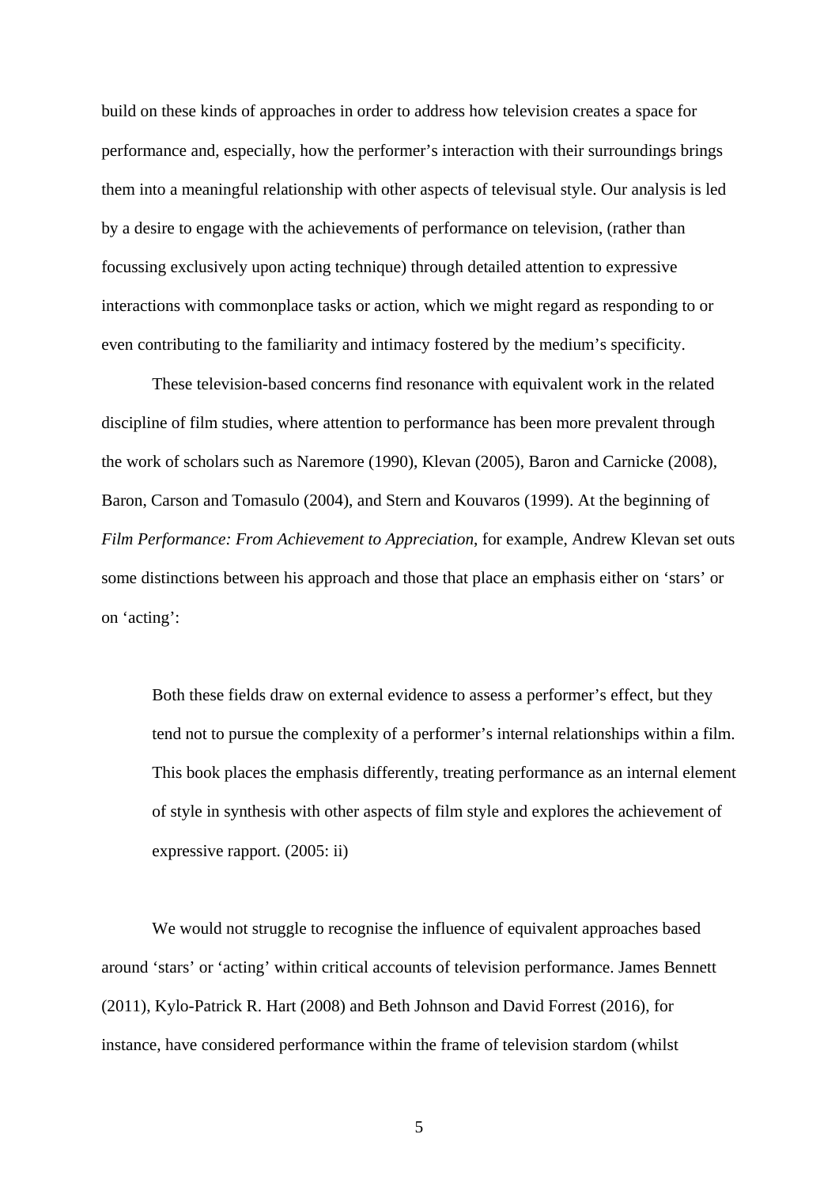build on these kinds of approaches in order to address how television creates a space for performance and, especially, how the performer's interaction with their surroundings brings them into a meaningful relationship with other aspects of televisual style. Our analysis is led by a desire to engage with the achievements of performance on television, (rather than focussing exclusively upon acting technique) through detailed attention to expressive interactions with commonplace tasks or action, which we might regard as responding to or even contributing to the familiarity and intimacy fostered by the medium's specificity.

These television-based concerns find resonance with equivalent work in the related discipline of film studies, where attention to performance has been more prevalent through the work of scholars such as Naremore (1990), Klevan (2005), Baron and Carnicke (2008), Baron, Carson and Tomasulo (2004), and Stern and Kouvaros (1999). At the beginning of *Film Performance: From Achievement to Appreciation*, for example, Andrew Klevan set outs some distinctions between his approach and those that place an emphasis either on 'stars' or on 'acting':

> Both these fields draw on external evidence to assess a performer's effect, but they tend not to pursue the complexity of a performer's internal relationships within a film. This book places the emphasis differently, treating performance as an internal element of style in synthesis with other aspects of film style and explores the achievement of expressive rapport. (2005: ii)

We would not struggle to recognise the influence of equivalent approaches based around 'stars' or 'acting' within critical accounts of television performance. James Bennett (2011), Kylo-Patrick R. Hart (2008) and Beth Johnson and David Forrest (2016), for instance, have considered performance within the frame of television stardom (whilst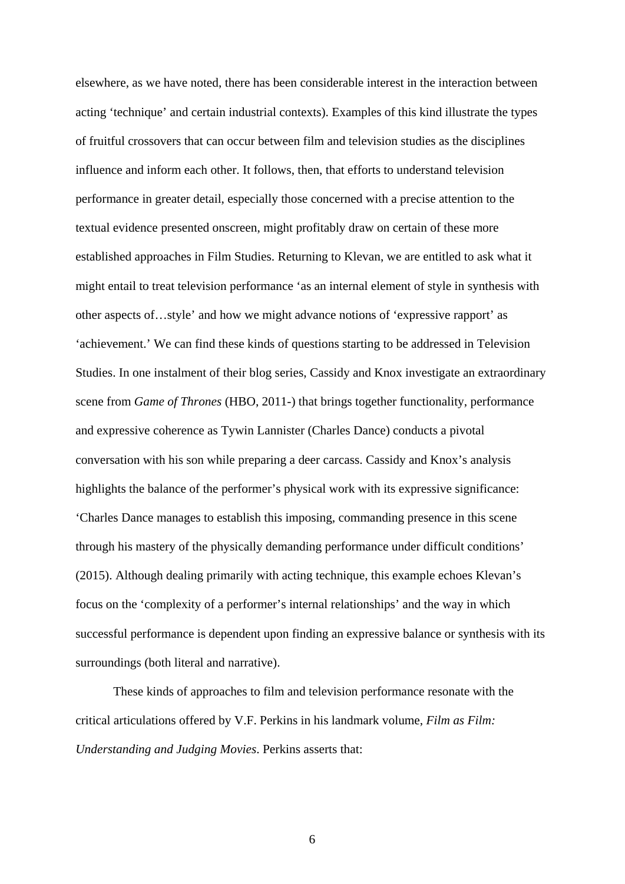elsewhere, as we have noted, there has been considerable interest in the interaction between acting 'technique' and certain industrial contexts). Examples of this kind illustrate the types of fruitful crossovers that can occur between film and television studies as the disciplines influence and inform each other. It follows, then, that efforts to understand television performance in greater detail, especially those concerned with a precise attention to the textual evidence presented onscreen, might profitably draw on certain of these more established approaches in Film Studies. Returning to Klevan, we are entitled to ask what it might entail to treat television performance 'as an internal element of style in synthesis with other aspects of…style' and how we might advance notions of 'expressive rapport' as 'achievement.' We can find these kinds of questions starting to be addressed in Television Studies. In one instalment of their blog series, Cassidy and Knox investigate an extraordinary scene from *Game of Thrones* (HBO, 2011-) that brings together functionality, performance and expressive coherence as Tywin Lannister (Charles Dance) conducts a pivotal conversation with his son while preparing a deer carcass. Cassidy and Knox's analysis highlights the balance of the performer's physical work with its expressive significance: 'Charles Dance manages to establish this imposing, commanding presence in this scene through his mastery of the physically demanding performance under difficult conditions' (2015). Although dealing primarily with acting technique, this example echoes Klevan's focus on the 'complexity of a performer's internal relationships' and the way in which successful performance is dependent upon finding an expressive balance or synthesis with its surroundings (both literal and narrative).

These kinds of approaches to film and television performance resonate with the critical articulations offered by V.F. Perkins in his landmark volume, *Film as Film: Understanding and Judging Movies*. Perkins asserts that: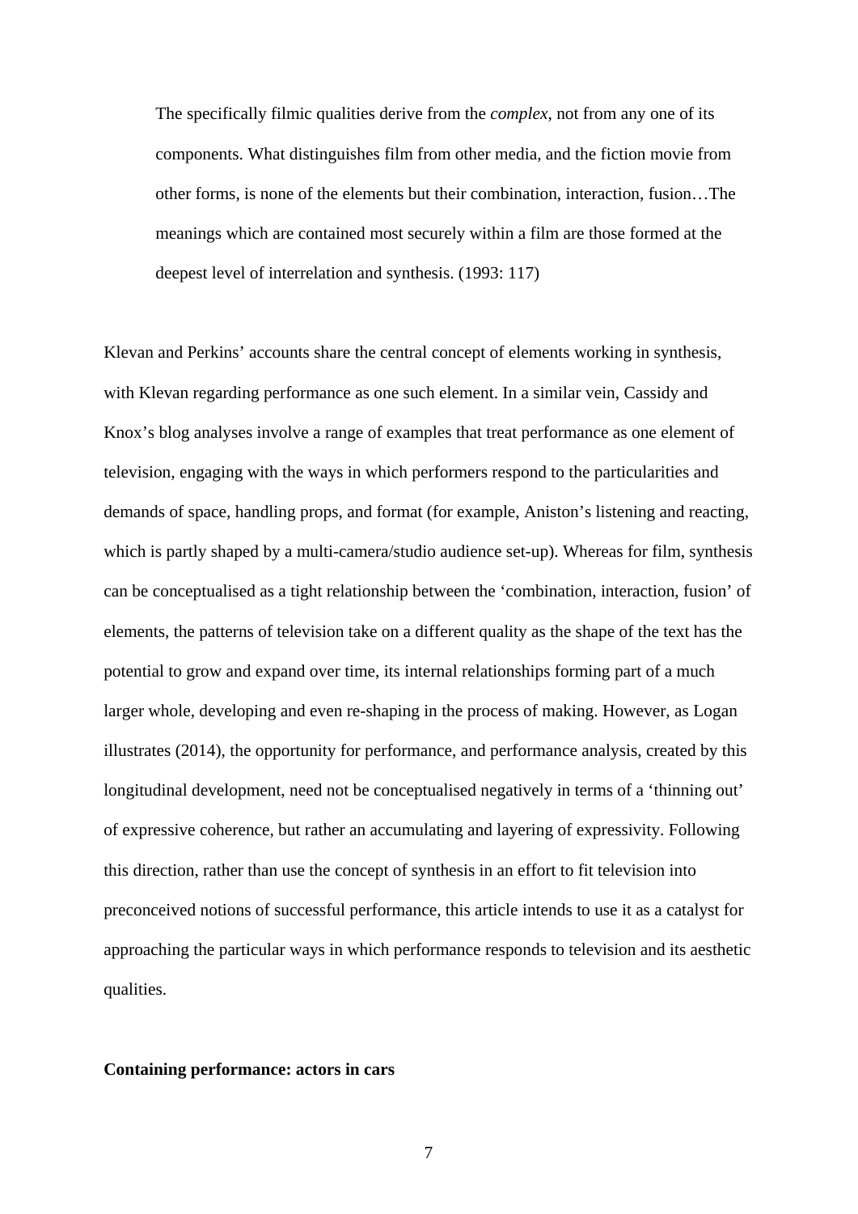> The specifically filmic qualities derive from the *complex*, not from any one of its components. What distinguishes film from other media, and the fiction movie from other forms, is none of the elements but their combination, interaction, fusion…The meanings which are contained most securely within a film are those formed at the deepest level of interrelation and synthesis. (1993: 117)

Klevan and Perkins' accounts share the central concept of elements working in synthesis, with Klevan regarding performance as one such element. In a similar vein, Cassidy and Knox's blog analyses involve a range of examples that treat performance as one element of television, engaging with the ways in which performers respond to the particularities and demands of space, handling props, and format (for example, Aniston's listening and reacting, which is partly shaped by a multi-camera/studio audience set-up). Whereas for film, synthesis can be conceptualised as a tight relationship between the 'combination, interaction, fusion' of elements, the patterns of television take on a different quality as the shape of the text has the potential to grow and expand over time, its internal relationships forming part of a much larger whole, developing and even re-shaping in the process of making. However, as Logan illustrates (2014), the opportunity for performance, and performance analysis, created by this longitudinal development, need not be conceptualised negatively in terms of a 'thinning out' of expressive coherence, but rather an accumulating and layering of expressivity. Following this direction, rather than use the concept of synthesis in an effort to fit television into preconceived notions of successful performance, this article intends to use it as a catalyst for approaching the particular ways in which performance responds to television and its aesthetic qualities.

**Containing performance: actors in cars**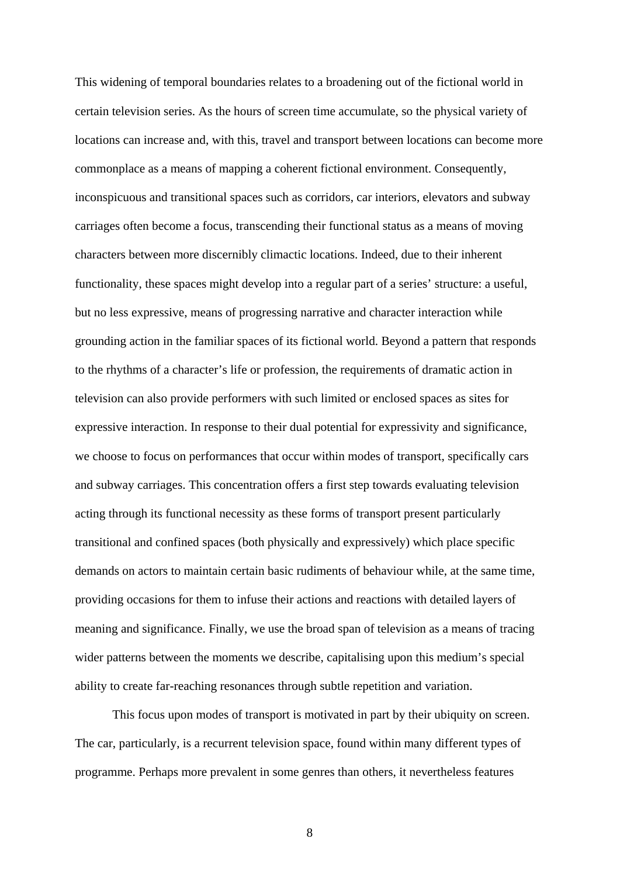This widening of temporal boundaries relates to a broadening out of the fictional world in certain television series. As the hours of screen time accumulate, so the physical variety of locations can increase and, with this, travel and transport between locations can become more commonplace as a means of mapping a coherent fictional environment. Consequently, inconspicuous and transitional spaces such as corridors, car interiors, elevators and subway carriages often become a focus, transcending their functional status as a means of moving characters between more discernibly climactic locations. Indeed, due to their inherent functionality, these spaces might develop into a regular part of a series' structure: a useful, but no less expressive, means of progressing narrative and character interaction while grounding action in the familiar spaces of its fictional world. Beyond a pattern that responds to the rhythms of a character's life or profession, the requirements of dramatic action in television can also provide performers with such limited or enclosed spaces as sites for expressive interaction. In response to their dual potential for expressivity and significance, we choose to focus on performances that occur within modes of transport, specifically cars and subway carriages. This concentration offers a first step towards evaluating television acting through its functional necessity as these forms of transport present particularly transitional and confined spaces (both physically and expressively) which place specific demands on actors to maintain certain basic rudiments of behaviour while, at the same time, providing occasions for them to infuse their actions and reactions with detailed layers of meaning and significance. Finally, we use the broad span of television as a means of tracing wider patterns between the moments we describe, capitalising upon this medium's special ability to create far-reaching resonances through subtle repetition and variation.

This focus upon modes of transport is motivated in part by their ubiquity on screen. The car, particularly, is a recurrent television space, found within many different types of programme. Perhaps more prevalent in some genres than others, it nevertheless features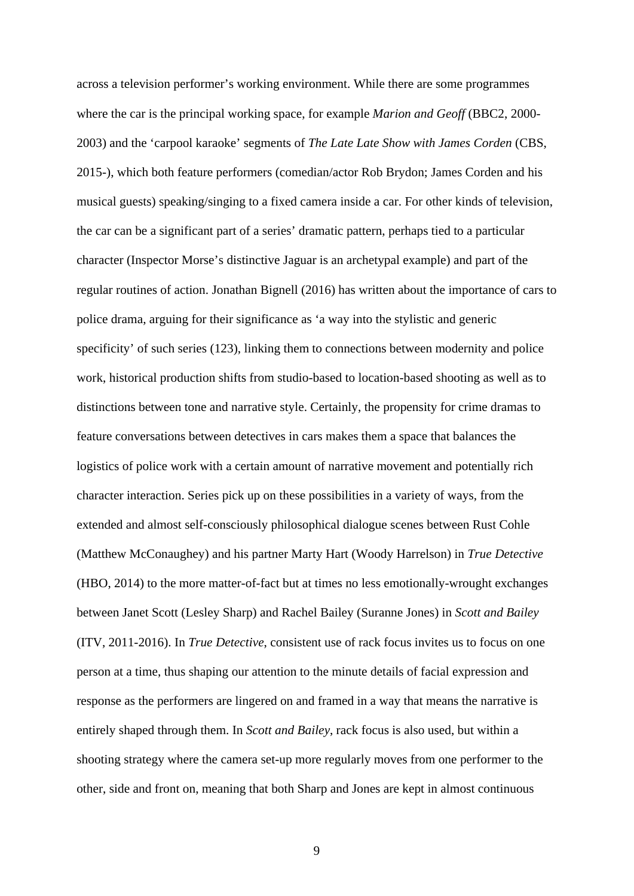across a television performer's working environment. While there are some programmes where the car is the principal working space, for example *Marion and Geoff* (BBC2, 2000-2003) and the 'carpool karaoke' segments of *The Late Late Show with James Corden* (CBS, 2015-), which both feature performers (comedian/actor Rob Brydon; James Corden and his musical guests) speaking/singing to a fixed camera inside a car. For other kinds of television, the car can be a significant part of a series' dramatic pattern, perhaps tied to a particular character (Inspector Morse's distinctive Jaguar is an archetypal example) and part of the regular routines of action. Jonathan Bignell (2016) has written about the importance of cars to police drama, arguing for their significance as 'a way into the stylistic and generic specificity' of such series (123), linking them to connections between modernity and police work, historical production shifts from studio-based to location-based shooting as well as to distinctions between tone and narrative style. Certainly, the propensity for crime dramas to feature conversations between detectives in cars makes them a space that balances the logistics of police work with a certain amount of narrative movement and potentially rich character interaction. Series pick up on these possibilities in a variety of ways, from the extended and almost self-consciously philosophical dialogue scenes between Rust Cohle (Matthew McConaughey) and his partner Marty Hart (Woody Harrelson) in *True Detective* (HBO, 2014) to the more matter-of-fact but at times no less emotionally-wrought exchanges between Janet Scott (Lesley Sharp) and Rachel Bailey (Suranne Jones) in *Scott and Bailey* (ITV, 2011-2016). In *True Detective*, consistent use of rack focus invites us to focus on one person at a time, thus shaping our attention to the minute details of facial expression and response as the performers are lingered on and framed in a way that means the narrative is entirely shaped through them. In *Scott and Bailey*, rack focus is also used, but within a shooting strategy where the camera set-up more regularly moves from one performer to the other, side and front on, meaning that both Sharp and Jones are kept in almost continuous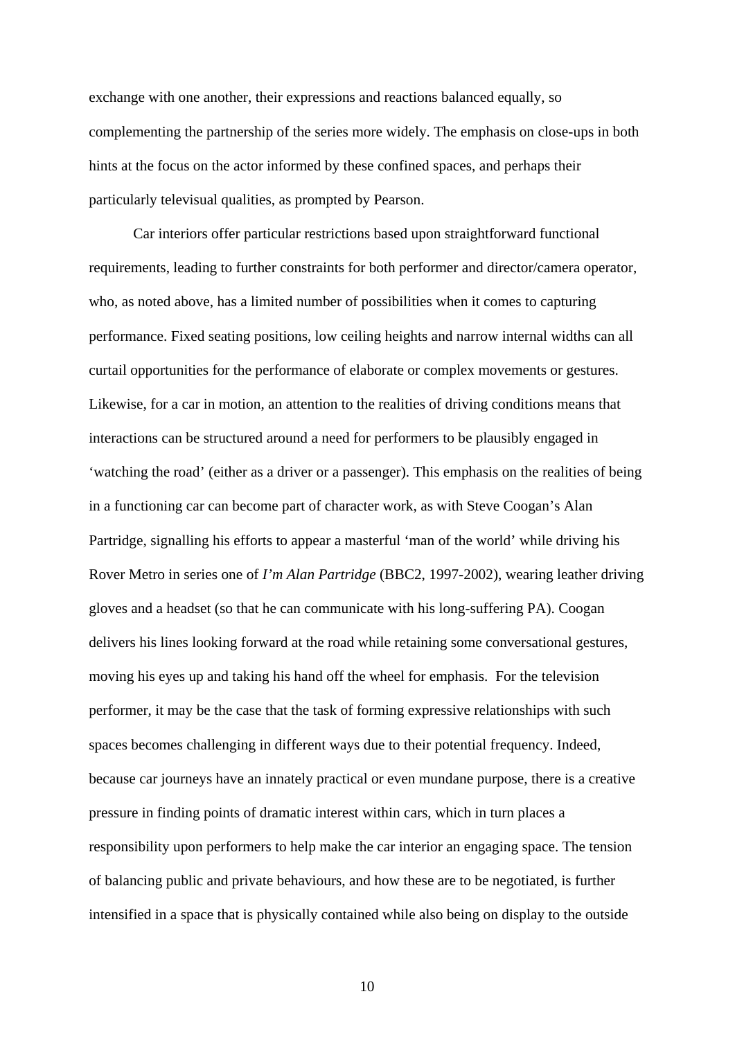exchange with one another, their expressions and reactions balanced equally, so complementing the partnership of the series more widely. The emphasis on close-ups in both hints at the focus on the actor informed by these confined spaces, and perhaps their particularly televisual qualities, as prompted by Pearson.

Car interiors offer particular restrictions based upon straightforward functional requirements, leading to further constraints for both performer and director/camera operator, who, as noted above, has a limited number of possibilities when it comes to capturing performance. Fixed seating positions, low ceiling heights and narrow internal widths can all curtail opportunities for the performance of elaborate or complex movements or gestures. Likewise, for a car in motion, an attention to the realities of driving conditions means that interactions can be structured around a need for performers to be plausibly engaged in 'watching the road' (either as a driver or a passenger). This emphasis on the realities of being in a functioning car can become part of character work, as with Steve Coogan's Alan Partridge, signalling his efforts to appear a masterful 'man of the world' while driving his Rover Metro in series one of *I'm Alan Partridge* (BBC2, 1997-2002), wearing leather driving gloves and a headset (so that he can communicate with his long-suffering PA). Coogan delivers his lines looking forward at the road while retaining some conversational gestures, moving his eyes up and taking his hand off the wheel for emphasis. For the television performer, it may be the case that the task of forming expressive relationships with such spaces becomes challenging in different ways due to their potential frequency. Indeed, because car journeys have an innately practical or even mundane purpose, there is a creative pressure in finding points of dramatic interest within cars, which in turn places a responsibility upon performers to help make the car interior an engaging space. The tension of balancing public and private behaviours, and how these are to be negotiated, is further intensified in a space that is physically contained while also being on display to the outside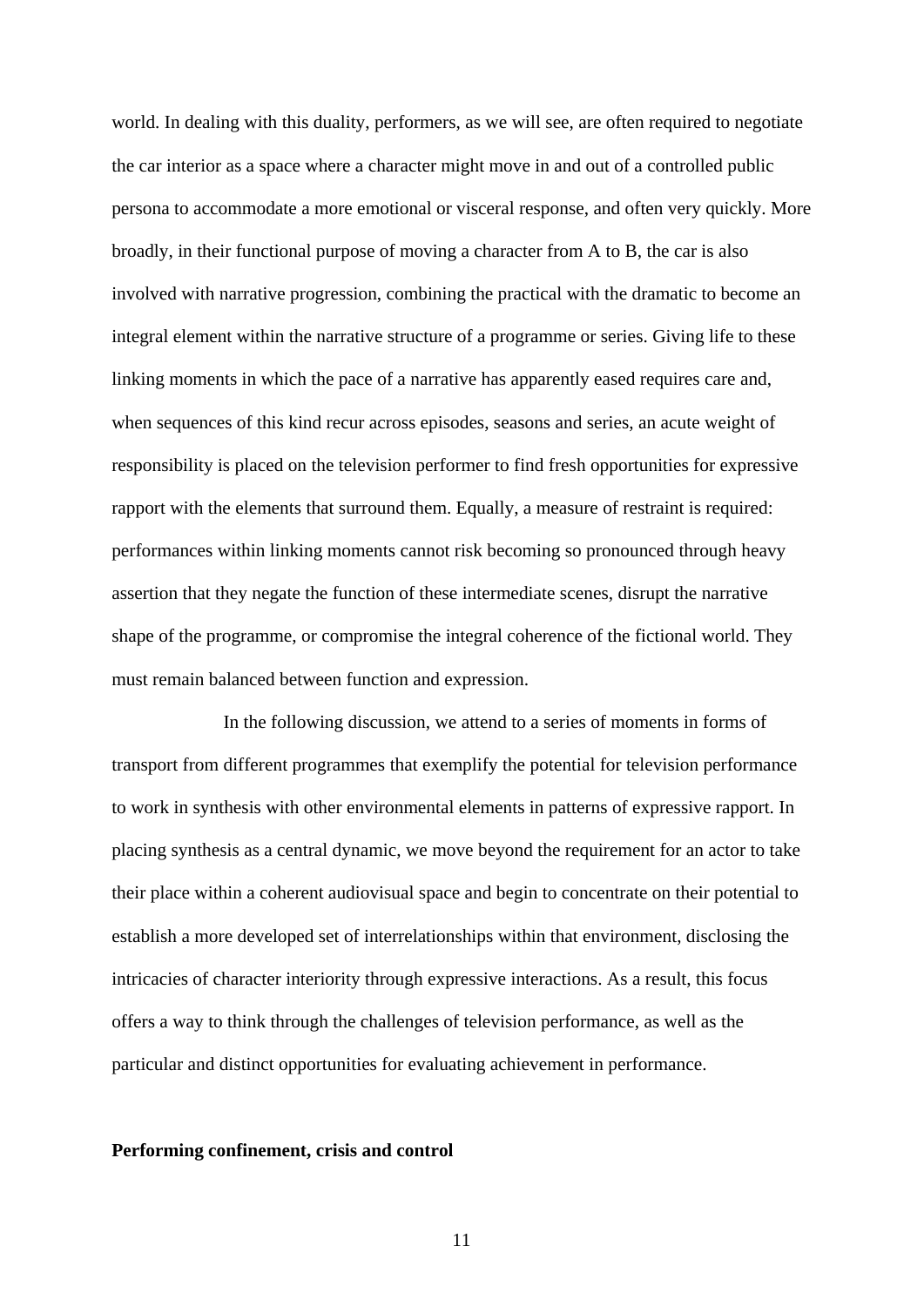world. In dealing with this duality, performers, as we will see, are often required to negotiate the car interior as a space where a character might move in and out of a controlled public persona to accommodate a more emotional or visceral response, and often very quickly. More broadly, in their functional purpose of moving a character from A to B, the car is also involved with narrative progression, combining the practical with the dramatic to become an integral element within the narrative structure of a programme or series. Giving life to these linking moments in which the pace of a narrative has apparently eased requires care and, when sequences of this kind recur across episodes, seasons and series, an acute weight of responsibility is placed on the television performer to find fresh opportunities for expressive rapport with the elements that surround them. Equally, a measure of restraint is required: performances within linking moments cannot risk becoming so pronounced through heavy assertion that they negate the function of these intermediate scenes, disrupt the narrative shape of the programme, or compromise the integral coherence of the fictional world. They must remain balanced between function and expression.

In the following discussion, we attend to a series of moments in forms of transport from different programmes that exemplify the potential for television performance to work in synthesis with other environmental elements in patterns of expressive rapport. In placing synthesis as a central dynamic, we move beyond the requirement for an actor to take their place within a coherent audiovisual space and begin to concentrate on their potential to establish a more developed set of interrelationships within that environment, disclosing the intricacies of character interiority through expressive interactions. As a result, this focus offers a way to think through the challenges of television performance, as well as the particular and distinct opportunities for evaluating achievement in performance.

**Performing confinement, crisis and control**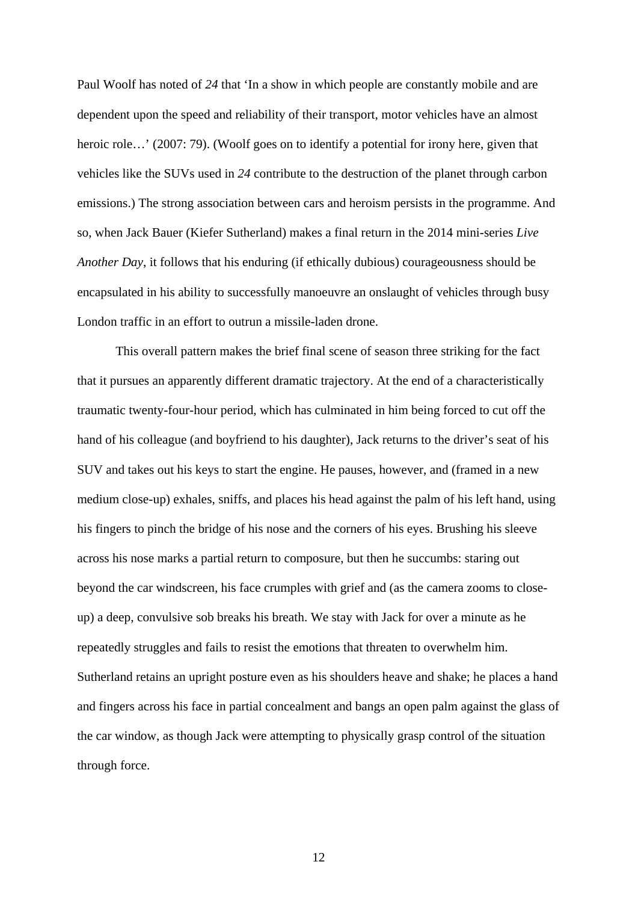Paul Woolf has noted of *24* that 'In a show in which people are constantly mobile and are dependent upon the speed and reliability of their transport, motor vehicles have an almost heroic role…' (2007: 79). (Woolf goes on to identify a potential for irony here, given that vehicles like the SUVs used in *24* contribute to the destruction of the planet through carbon emissions.) The strong association between cars and heroism persists in the programme. And so, when Jack Bauer (Kiefer Sutherland) makes a final return in the 2014 mini-series *Live Another Day*, it follows that his enduring (if ethically dubious) courageousness should be encapsulated in his ability to successfully manoeuvre an onslaught of vehicles through busy London traffic in an effort to outrun a missile-laden drone.

This overall pattern makes the brief final scene of season three striking for the fact that it pursues an apparently different dramatic trajectory. At the end of a characteristically traumatic twenty-four-hour period, which has culminated in him being forced to cut off the hand of his colleague (and boyfriend to his daughter), Jack returns to the driver's seat of his SUV and takes out his keys to start the engine. He pauses, however, and (framed in a new medium close-up) exhales, sniffs, and places his head against the palm of his left hand, using his fingers to pinch the bridge of his nose and the corners of his eyes. Brushing his sleeve across his nose marks a partial return to composure, but then he succumbs: staring out beyond the car windscreen, his face crumples with grief and (as the camera zooms to close-up) a deep, convulsive sob breaks his breath. We stay with Jack for over a minute as he repeatedly struggles and fails to resist the emotions that threaten to overwhelm him. Sutherland retains an upright posture even as his shoulders heave and shake; he places a hand and fingers across his face in partial concealment and bangs an open palm against the glass of the car window, as though Jack were attempting to physically grasp control of the situation through force.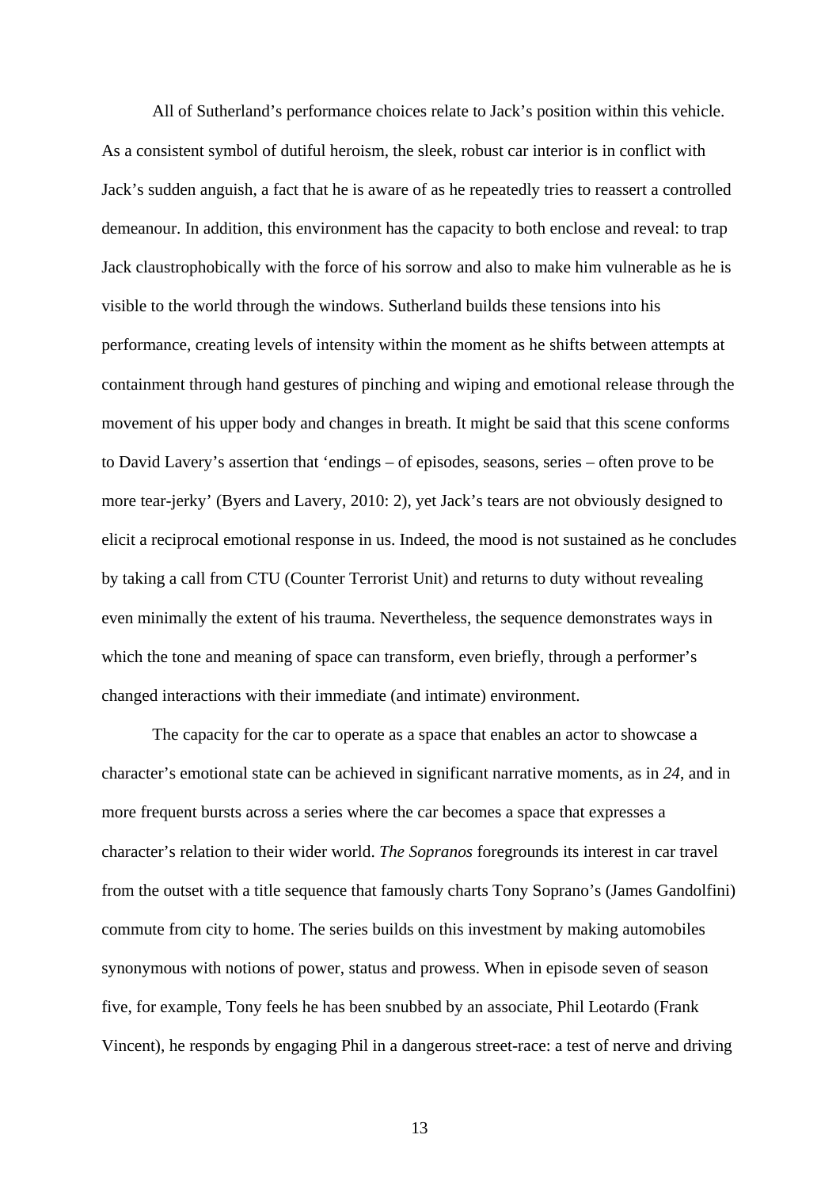All of Sutherland's performance choices relate to Jack's position within this vehicle. As a consistent symbol of dutiful heroism, the sleek, robust car interior is in conflict with Jack's sudden anguish, a fact that he is aware of as he repeatedly tries to reassert a controlled demeanour. In addition, this environment has the capacity to both enclose and reveal: to trap Jack claustrophobically with the force of his sorrow and also to make him vulnerable as he is visible to the world through the windows. Sutherland builds these tensions into his performance, creating levels of intensity within the moment as he shifts between attempts at containment through hand gestures of pinching and wiping and emotional release through the movement of his upper body and changes in breath. It might be said that this scene conforms to David Lavery's assertion that 'endings – of episodes, seasons, series – often prove to be more tear-jerky' (Byers and Lavery, 2010: 2), yet Jack's tears are not obviously designed to elicit a reciprocal emotional response in us. Indeed, the mood is not sustained as he concludes by taking a call from CTU (Counter Terrorist Unit) and returns to duty without revealing even minimally the extent of his trauma. Nevertheless, the sequence demonstrates ways in which the tone and meaning of space can transform, even briefly, through a performer's changed interactions with their immediate (and intimate) environment.

The capacity for the car to operate as a space that enables an actor to showcase a character's emotional state can be achieved in significant narrative moments, as in *24*, and in more frequent bursts across a series where the car becomes a space that expresses a character's relation to their wider world. *The Sopranos* foregrounds its interest in car travel from the outset with a title sequence that famously charts Tony Soprano's (James Gandolfini) commute from city to home. The series builds on this investment by making automobiles synonymous with notions of power, status and prowess. When in episode seven of season five, for example, Tony feels he has been snubbed by an associate, Phil Leotardo (Frank Vincent), he responds by engaging Phil in a dangerous street-race: a test of nerve and driving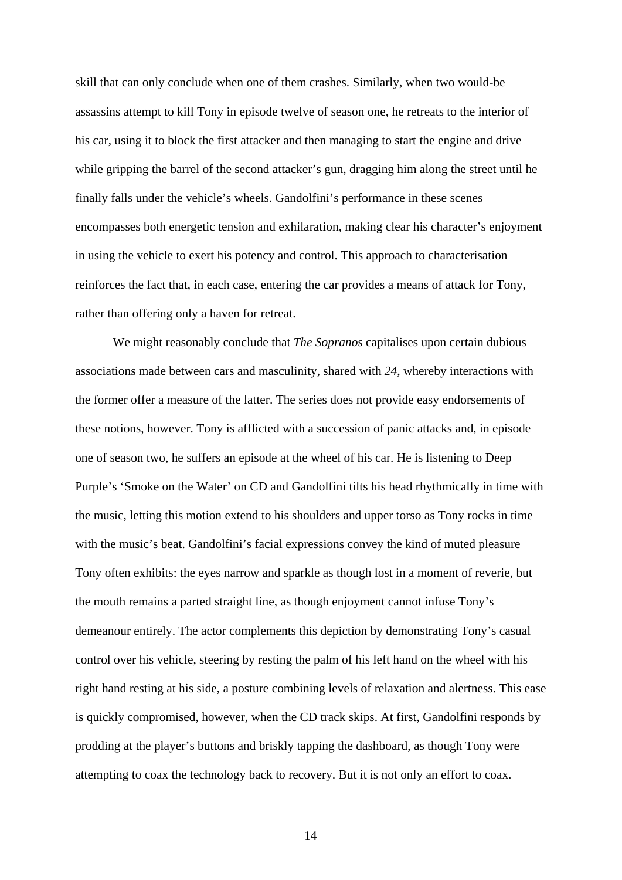skill that can only conclude when one of them crashes. Similarly, when two would-be assassins attempt to kill Tony in episode twelve of season one, he retreats to the interior of his car, using it to block the first attacker and then managing to start the engine and drive while gripping the barrel of the second attacker's gun, dragging him along the street until he finally falls under the vehicle's wheels. Gandolfini's performance in these scenes encompasses both energetic tension and exhilaration, making clear his character's enjoyment in using the vehicle to exert his potency and control. This approach to characterisation reinforces the fact that, in each case, entering the car provides a means of attack for Tony, rather than offering only a haven for retreat.

We might reasonably conclude that *The Sopranos* capitalises upon certain dubious associations made between cars and masculinity, shared with *24*, whereby interactions with the former offer a measure of the latter. The series does not provide easy endorsements of these notions, however. Tony is afflicted with a succession of panic attacks and, in episode one of season two, he suffers an episode at the wheel of his car. He is listening to Deep Purple's 'Smoke on the Water' on CD and Gandolfini tilts his head rhythmically in time with the music, letting this motion extend to his shoulders and upper torso as Tony rocks in time with the music's beat. Gandolfini's facial expressions convey the kind of muted pleasure Tony often exhibits: the eyes narrow and sparkle as though lost in a moment of reverie, but the mouth remains a parted straight line, as though enjoyment cannot infuse Tony's demeanour entirely. The actor complements this depiction by demonstrating Tony's casual control over his vehicle, steering by resting the palm of his left hand on the wheel with his right hand resting at his side, a posture combining levels of relaxation and alertness. This ease is quickly compromised, however, when the CD track skips. At first, Gandolfini responds by prodding at the player's buttons and briskly tapping the dashboard, as though Tony were attempting to coax the technology back to recovery. But it is not only an effort to coax.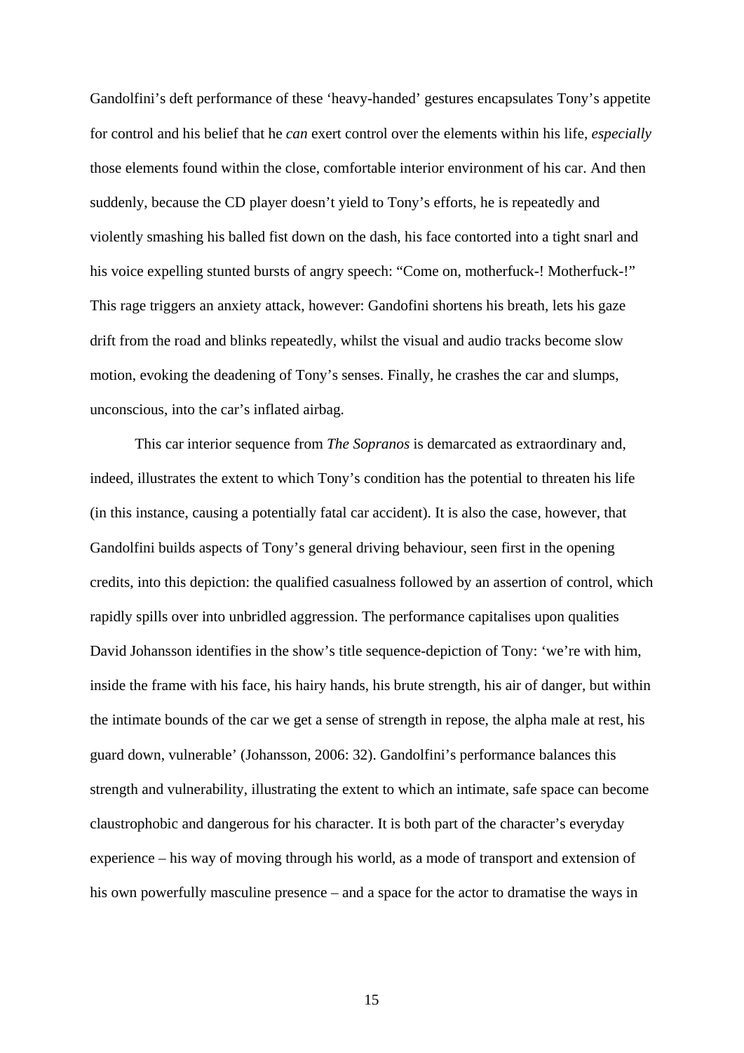Gandolfini's deft performance of these 'heavy-handed' gestures encapsulates Tony's appetite for control and his belief that he *can* exert control over the elements within his life, *especially* those elements found within the close, comfortable interior environment of his car. And then suddenly, because the CD player doesn't yield to Tony's efforts, he is repeatedly and violently smashing his balled fist down on the dash, his face contorted into a tight snarl and his voice expelling stunted bursts of angry speech: "Come on, motherfuck-! Motherfuck-!" This rage triggers an anxiety attack, however: Gandofini shortens his breath, lets his gaze drift from the road and blinks repeatedly, whilst the visual and audio tracks become slow motion, evoking the deadening of Tony's senses. Finally, he crashes the car and slumps, unconscious, into the car's inflated airbag.

This car interior sequence from *The Sopranos* is demarcated as extraordinary and, indeed, illustrates the extent to which Tony's condition has the potential to threaten his life (in this instance, causing a potentially fatal car accident). It is also the case, however, that Gandolfini builds aspects of Tony's general driving behaviour, seen first in the opening credits, into this depiction: the qualified casualness followed by an assertion of control, which rapidly spills over into unbridled aggression. The performance capitalises upon qualities David Johansson identifies in the show's title sequence-depiction of Tony: 'we're with him, inside the frame with his face, his hairy hands, his brute strength, his air of danger, but within the intimate bounds of the car we get a sense of strength in repose, the alpha male at rest, his guard down, vulnerable' (Johansson, 2006: 32). Gandolfini's performance balances this strength and vulnerability, illustrating the extent to which an intimate, safe space can become claustrophobic and dangerous for his character. It is both part of the character's everyday experience – his way of moving through his world, as a mode of transport and extension of his own powerfully masculine presence – and a space for the actor to dramatise the ways in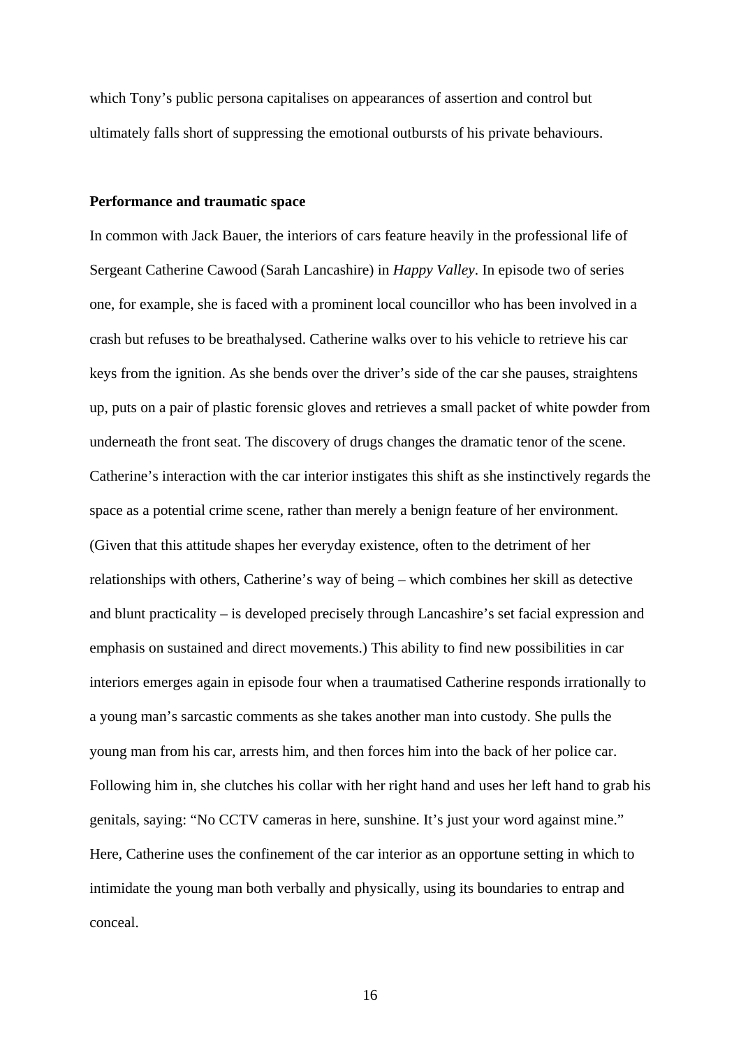which Tony's public persona capitalises on appearances of assertion and control but ultimately falls short of suppressing the emotional outbursts of his private behaviours.

**Performance and traumatic space**

In common with Jack Bauer, the interiors of cars feature heavily in the professional life of Sergeant Catherine Cawood (Sarah Lancashire) in *Happy Valley*. In episode two of series one, for example, she is faced with a prominent local councillor who has been involved in a crash but refuses to be breathalysed. Catherine walks over to his vehicle to retrieve his car keys from the ignition. As she bends over the driver's side of the car she pauses, straightens up, puts on a pair of plastic forensic gloves and retrieves a small packet of white powder from underneath the front seat. The discovery of drugs changes the dramatic tenor of the scene. Catherine's interaction with the car interior instigates this shift as she instinctively regards the space as a potential crime scene, rather than merely a benign feature of her environment. (Given that this attitude shapes her everyday existence, often to the detriment of her relationships with others, Catherine's way of being – which combines her skill as detective and blunt practicality – is developed precisely through Lancashire's set facial expression and emphasis on sustained and direct movements.) This ability to find new possibilities in car interiors emerges again in episode four when a traumatised Catherine responds irrationally to a young man's sarcastic comments as she takes another man into custody. She pulls the young man from his car, arrests him, and then forces him into the back of her police car. Following him in, she clutches his collar with her right hand and uses her left hand to grab his genitals, saying: "No CCTV cameras in here, sunshine. It's just your word against mine." Here, Catherine uses the confinement of the car interior as an opportune setting in which to intimidate the young man both verbally and physically, using its boundaries to entrap and conceal.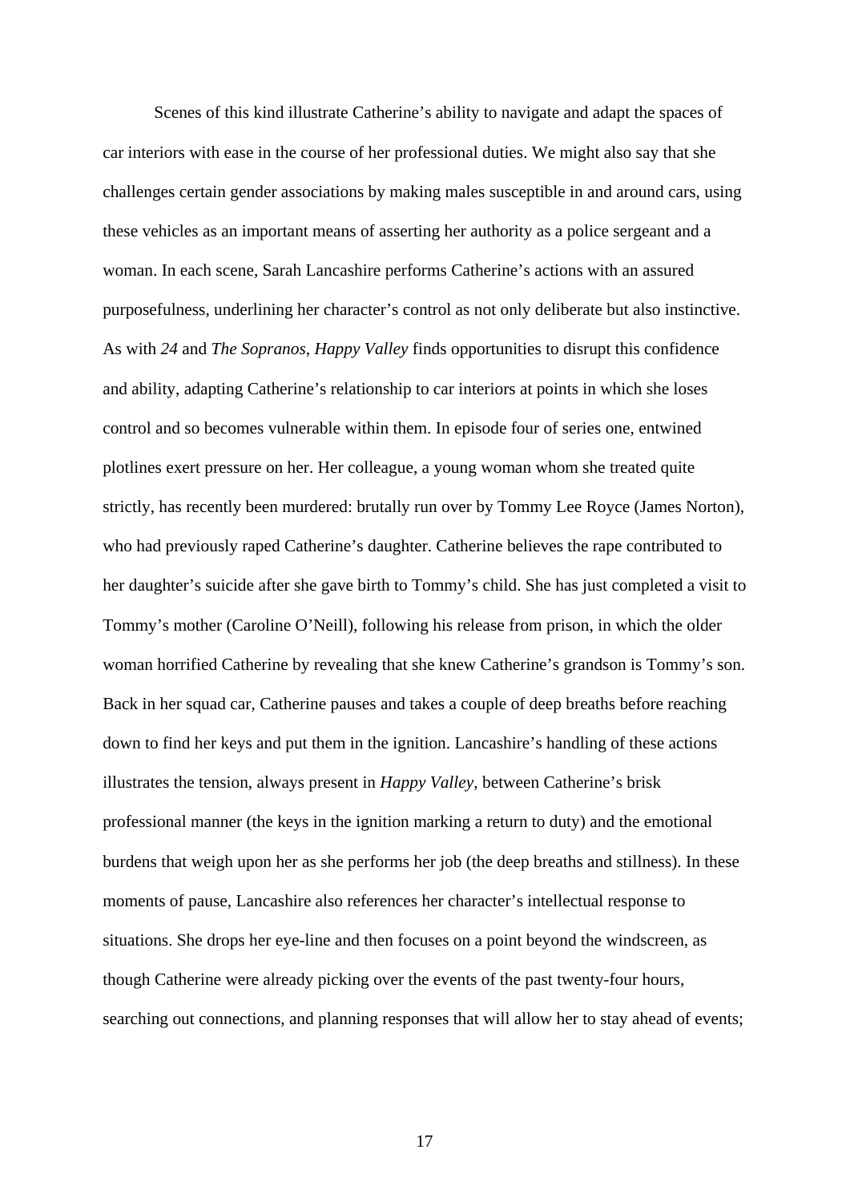Scenes of this kind illustrate Catherine's ability to navigate and adapt the spaces of car interiors with ease in the course of her professional duties. We might also say that she challenges certain gender associations by making males susceptible in and around cars, using these vehicles as an important means of asserting her authority as a police sergeant and a woman. In each scene, Sarah Lancashire performs Catherine's actions with an assured purposefulness, underlining her character's control as not only deliberate but also instinctive. As with *24* and *The Sopranos*, *Happy Valley* finds opportunities to disrupt this confidence and ability, adapting Catherine's relationship to car interiors at points in which she loses control and so becomes vulnerable within them. In episode four of series one, entwined plotlines exert pressure on her. Her colleague, a young woman whom she treated quite strictly, has recently been murdered: brutally run over by Tommy Lee Royce (James Norton), who had previously raped Catherine's daughter. Catherine believes the rape contributed to her daughter's suicide after she gave birth to Tommy's child. She has just completed a visit to Tommy's mother (Caroline O'Neill), following his release from prison, in which the older woman horrified Catherine by revealing that she knew Catherine's grandson is Tommy's son. Back in her squad car, Catherine pauses and takes a couple of deep breaths before reaching down to find her keys and put them in the ignition. Lancashire's handling of these actions illustrates the tension, always present in *Happy Valley*, between Catherine's brisk professional manner (the keys in the ignition marking a return to duty) and the emotional burdens that weigh upon her as she performs her job (the deep breaths and stillness). In these moments of pause, Lancashire also references her character's intellectual response to situations. She drops her eye-line and then focuses on a point beyond the windscreen, as though Catherine were already picking over the events of the past twenty-four hours, searching out connections, and planning responses that will allow her to stay ahead of events;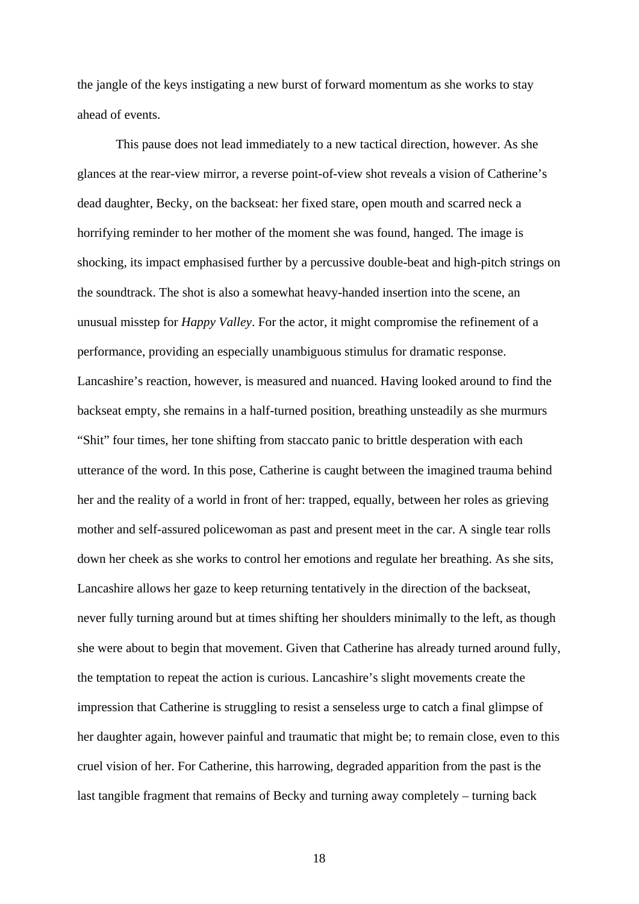the jangle of the keys instigating a new burst of forward momentum as she works to stay ahead of events.

This pause does not lead immediately to a new tactical direction, however. As she glances at the rear-view mirror, a reverse point-of-view shot reveals a vision of Catherine's dead daughter, Becky, on the backseat: her fixed stare, open mouth and scarred neck a horrifying reminder to her mother of the moment she was found, hanged. The image is shocking, its impact emphasised further by a percussive double-beat and high-pitch strings on the soundtrack. The shot is also a somewhat heavy-handed insertion into the scene, an unusual misstep for *Happy Valley*. For the actor, it might compromise the refinement of a performance, providing an especially unambiguous stimulus for dramatic response. Lancashire's reaction, however, is measured and nuanced. Having looked around to find the backseat empty, she remains in a half-turned position, breathing unsteadily as she murmurs "Shit" four times, her tone shifting from staccato panic to brittle desperation with each utterance of the word. In this pose, Catherine is caught between the imagined trauma behind her and the reality of a world in front of her: trapped, equally, between her roles as grieving mother and self-assured policewoman as past and present meet in the car. A single tear rolls down her cheek as she works to control her emotions and regulate her breathing. As she sits, Lancashire allows her gaze to keep returning tentatively in the direction of the backseat, never fully turning around but at times shifting her shoulders minimally to the left, as though she were about to begin that movement. Given that Catherine has already turned around fully, the temptation to repeat the action is curious. Lancashire's slight movements create the impression that Catherine is struggling to resist a senseless urge to catch a final glimpse of her daughter again, however painful and traumatic that might be; to remain close, even to this cruel vision of her. For Catherine, this harrowing, degraded apparition from the past is the last tangible fragment that remains of Becky and turning away completely – turning back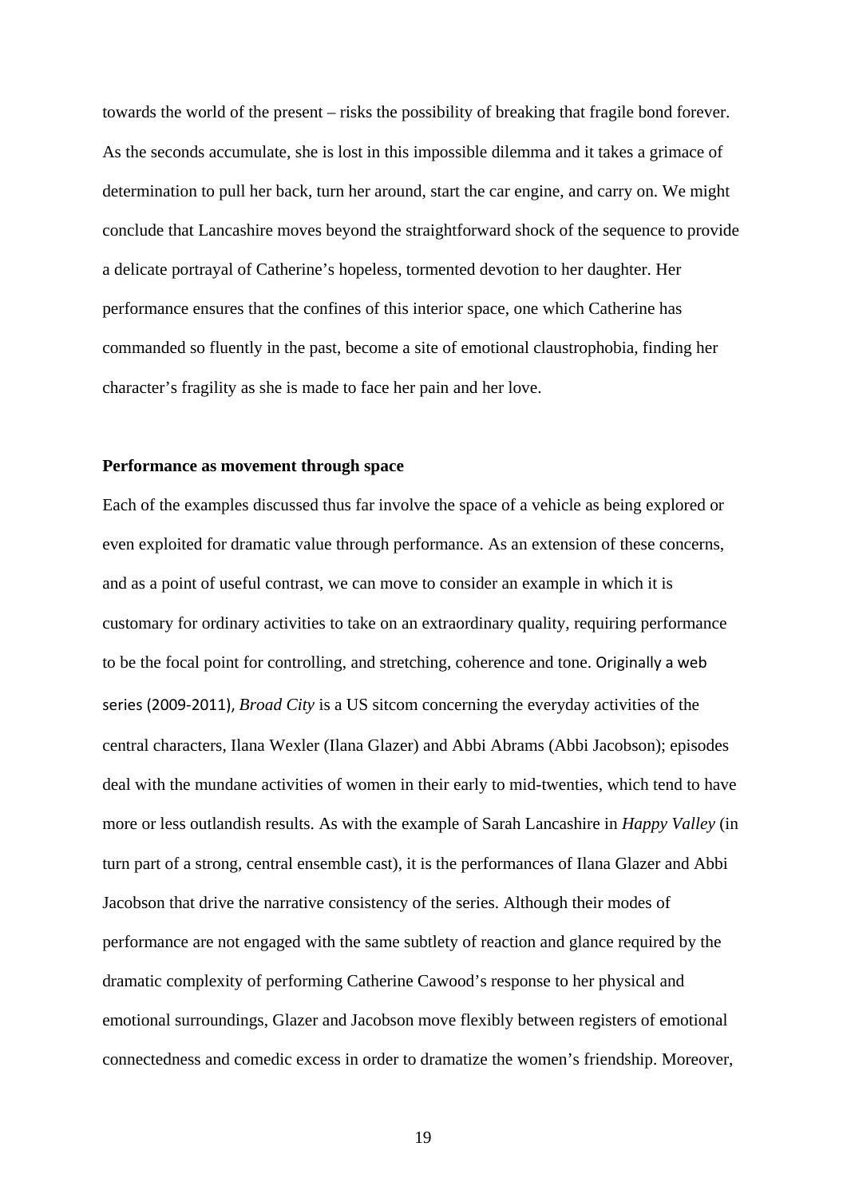towards the world of the present – risks the possibility of breaking that fragile bond forever. As the seconds accumulate, she is lost in this impossible dilemma and it takes a grimace of determination to pull her back, turn her around, start the car engine, and carry on. We might conclude that Lancashire moves beyond the straightforward shock of the sequence to provide a delicate portrayal of Catherine's hopeless, tormented devotion to her daughter. Her performance ensures that the confines of this interior space, one which Catherine has commanded so fluently in the past, become a site of emotional claustrophobia, finding her character's fragility as she is made to face her pain and her love.

**Performance as movement through space**

Each of the examples discussed thus far involve the space of a vehicle as being explored or even exploited for dramatic value through performance. As an extension of these concerns, and as a point of useful contrast, we can move to consider an example in which it is customary for ordinary activities to take on an extraordinary quality, requiring performance to be the focal point for controlling, and stretching, coherence and tone. Originally a web series (2009-2011), *Broad City* is a US sitcom concerning the everyday activities of the central characters, Ilana Wexler (Ilana Glazer) and Abbi Abrams (Abbi Jacobson); episodes deal with the mundane activities of women in their early to mid-twenties, which tend to have more or less outlandish results. As with the example of Sarah Lancashire in *Happy Valley* (in turn part of a strong, central ensemble cast), it is the performances of Ilana Glazer and Abbi Jacobson that drive the narrative consistency of the series. Although their modes of performance are not engaged with the same subtlety of reaction and glance required by the dramatic complexity of performing Catherine Cawood's response to her physical and emotional surroundings, Glazer and Jacobson move flexibly between registers of emotional connectedness and comedic excess in order to dramatize the women's friendship. Moreover,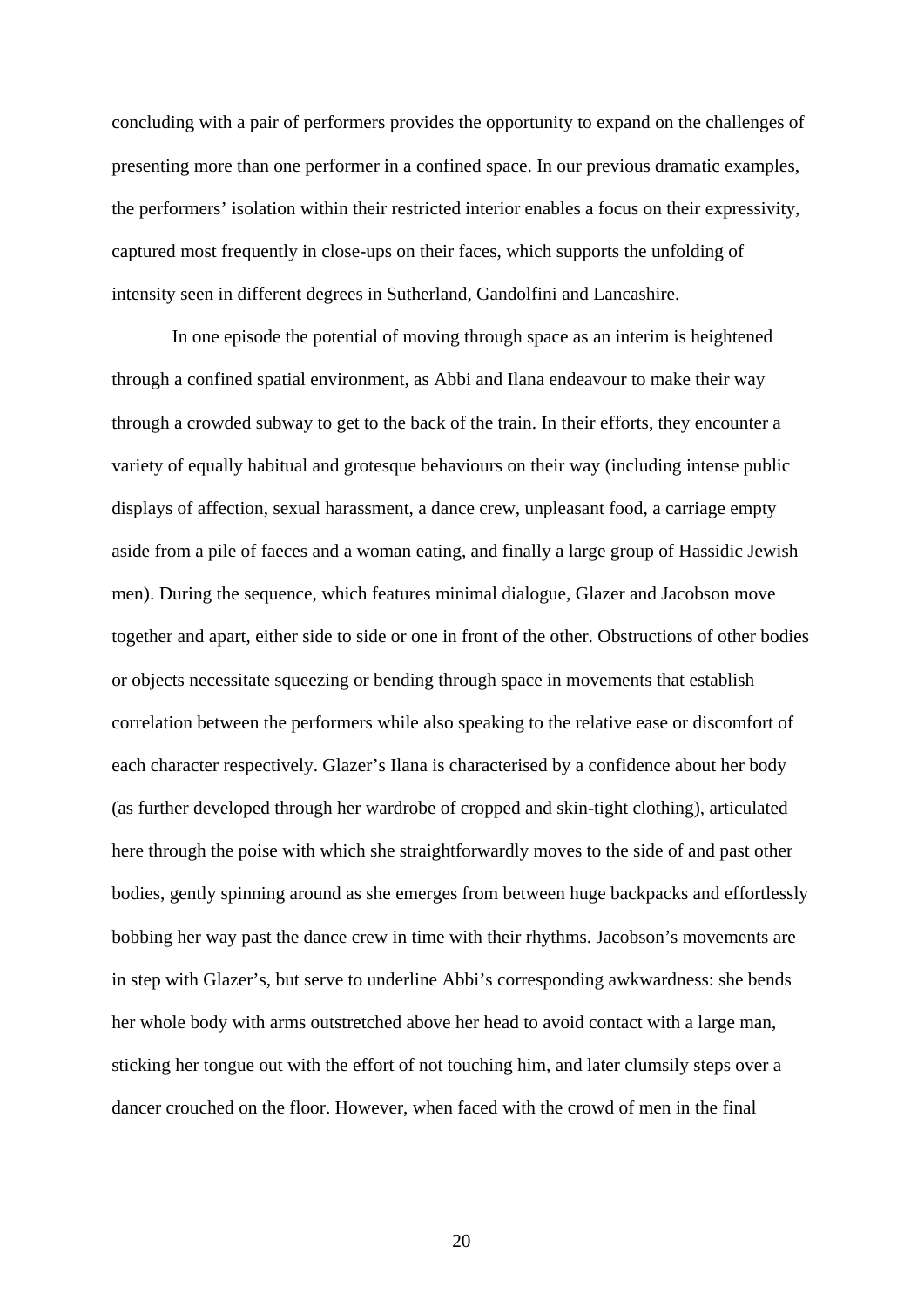concluding with a pair of performers provides the opportunity to expand on the challenges of presenting more than one performer in a confined space. In our previous dramatic examples, the performers' isolation within their restricted interior enables a focus on their expressivity, captured most frequently in close-ups on their faces, which supports the unfolding of intensity seen in different degrees in Sutherland, Gandolfini and Lancashire.

In one episode the potential of moving through space as an interim is heightened through a confined spatial environment, as Abbi and Ilana endeavour to make their way through a crowded subway to get to the back of the train. In their efforts, they encounter a variety of equally habitual and grotesque behaviours on their way (including intense public displays of affection, sexual harassment, a dance crew, unpleasant food, a carriage empty aside from a pile of faeces and a woman eating, and finally a large group of Hassidic Jewish men). During the sequence, which features minimal dialogue, Glazer and Jacobson move together and apart, either side to side or one in front of the other. Obstructions of other bodies or objects necessitate squeezing or bending through space in movements that establish correlation between the performers while also speaking to the relative ease or discomfort of each character respectively. Glazer's Ilana is characterised by a confidence about her body (as further developed through her wardrobe of cropped and skin-tight clothing), articulated here through the poise with which she straightforwardly moves to the side of and past other bodies, gently spinning around as she emerges from between huge backpacks and effortlessly bobbing her way past the dance crew in time with their rhythms. Jacobson's movements are in step with Glazer's, but serve to underline Abbi's corresponding awkwardness: she bends her whole body with arms outstretched above her head to avoid contact with a large man, sticking her tongue out with the effort of not touching him, and later clumsily steps over a dancer crouched on the floor. However, when faced with the crowd of men in the final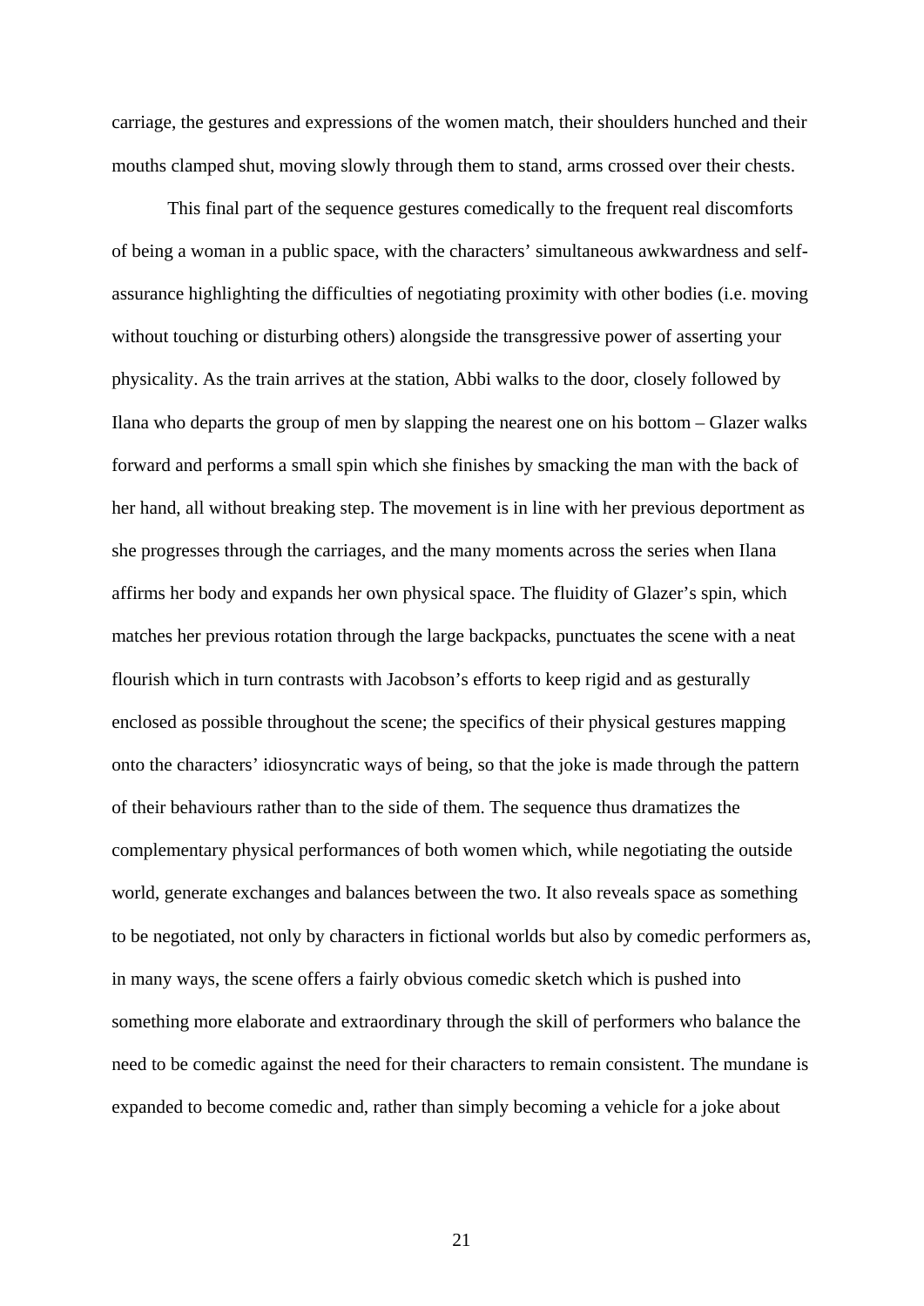carriage, the gestures and expressions of the women match, their shoulders hunched and their mouths clamped shut, moving slowly through them to stand, arms crossed over their chests.

This final part of the sequence gestures comedically to the frequent real discomforts of being a woman in a public space, with the characters' simultaneous awkwardness and self-assurance highlighting the difficulties of negotiating proximity with other bodies (i.e. moving without touching or disturbing others) alongside the transgressive power of asserting your physicality. As the train arrives at the station, Abbi walks to the door, closely followed by Ilana who departs the group of men by slapping the nearest one on his bottom – Glazer walks forward and performs a small spin which she finishes by smacking the man with the back of her hand, all without breaking step. The movement is in line with her previous deportment as she progresses through the carriages, and the many moments across the series when Ilana affirms her body and expands her own physical space. The fluidity of Glazer's spin, which matches her previous rotation through the large backpacks, punctuates the scene with a neat flourish which in turn contrasts with Jacobson's efforts to keep rigid and as gesturally enclosed as possible throughout the scene; the specifics of their physical gestures mapping onto the characters' idiosyncratic ways of being, so that the joke is made through the pattern of their behaviours rather than to the side of them. The sequence thus dramatizes the complementary physical performances of both women which, while negotiating the outside world, generate exchanges and balances between the two. It also reveals space as something to be negotiated, not only by characters in fictional worlds but also by comedic performers as, in many ways, the scene offers a fairly obvious comedic sketch which is pushed into something more elaborate and extraordinary through the skill of performers who balance the need to be comedic against the need for their characters to remain consistent. The mundane is expanded to become comedic and, rather than simply becoming a vehicle for a joke about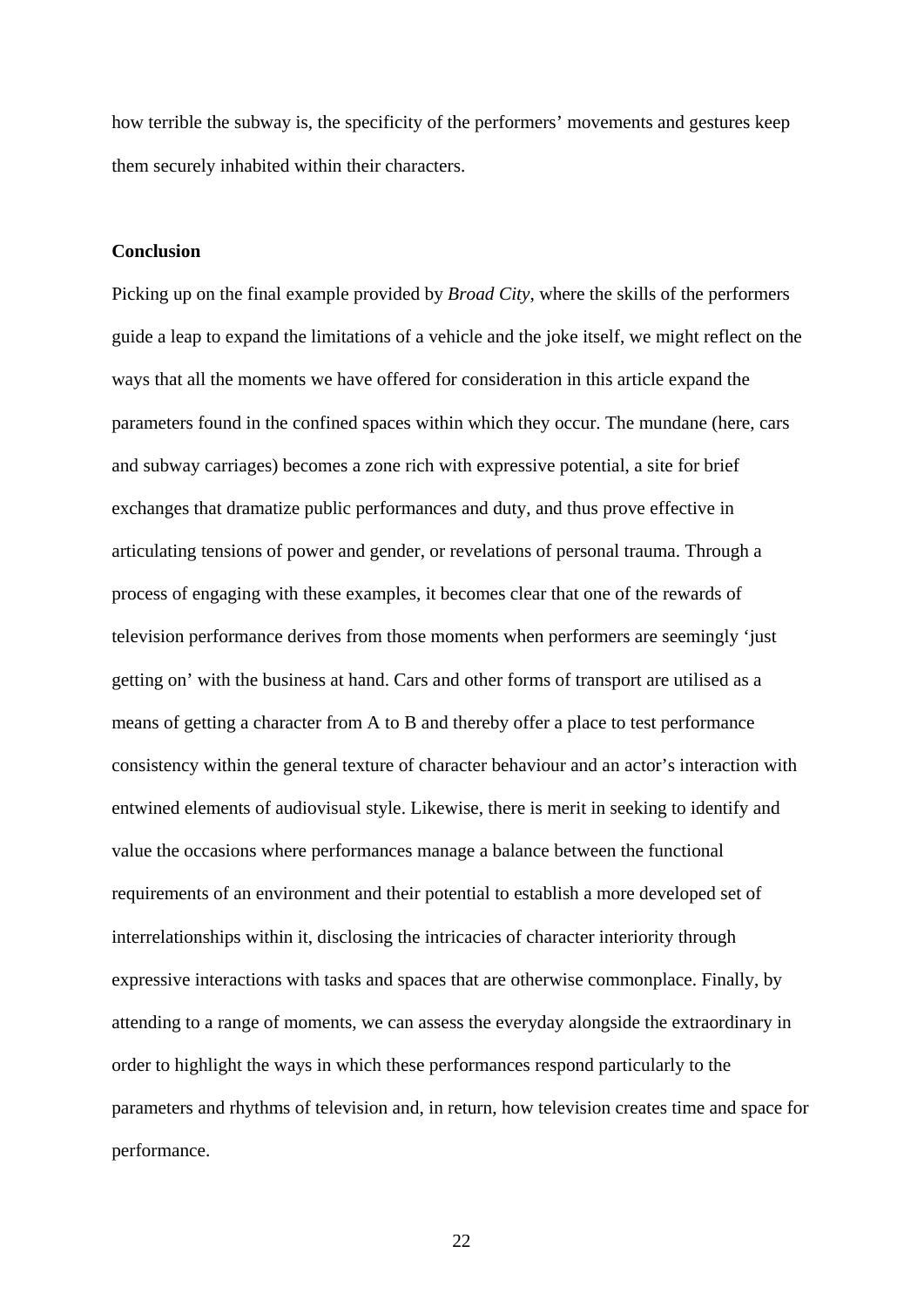how terrible the subway is, the specificity of the performers' movements and gestures keep them securely inhabited within their characters.

## Conclusion

Picking up on the final example provided by *Broad City*, where the skills of the performers guide a leap to expand the limitations of a vehicle and the joke itself, we might reflect on the ways that all the moments we have offered for consideration in this article expand the parameters found in the confined spaces within which they occur. The mundane (here, cars and subway carriages) becomes a zone rich with expressive potential, a site for brief exchanges that dramatize public performances and duty, and thus prove effective in articulating tensions of power and gender, or revelations of personal trauma. Through a process of engaging with these examples, it becomes clear that one of the rewards of television performance derives from those moments when performers are seemingly 'just getting on' with the business at hand. Cars and other forms of transport are utilised as a means of getting a character from A to B and thereby offer a place to test performance consistency within the general texture of character behaviour and an actor's interaction with entwined elements of audiovisual style. Likewise, there is merit in seeking to identify and value the occasions where performances manage a balance between the functional requirements of an environment and their potential to establish a more developed set of interrelationships within it, disclosing the intricacies of character interiority through expressive interactions with tasks and spaces that are otherwise commonplace. Finally, by attending to a range of moments, we can assess the everyday alongside the extraordinary in order to highlight the ways in which these performances respond particularly to the parameters and rhythms of television and, in return, how television creates time and space for performance.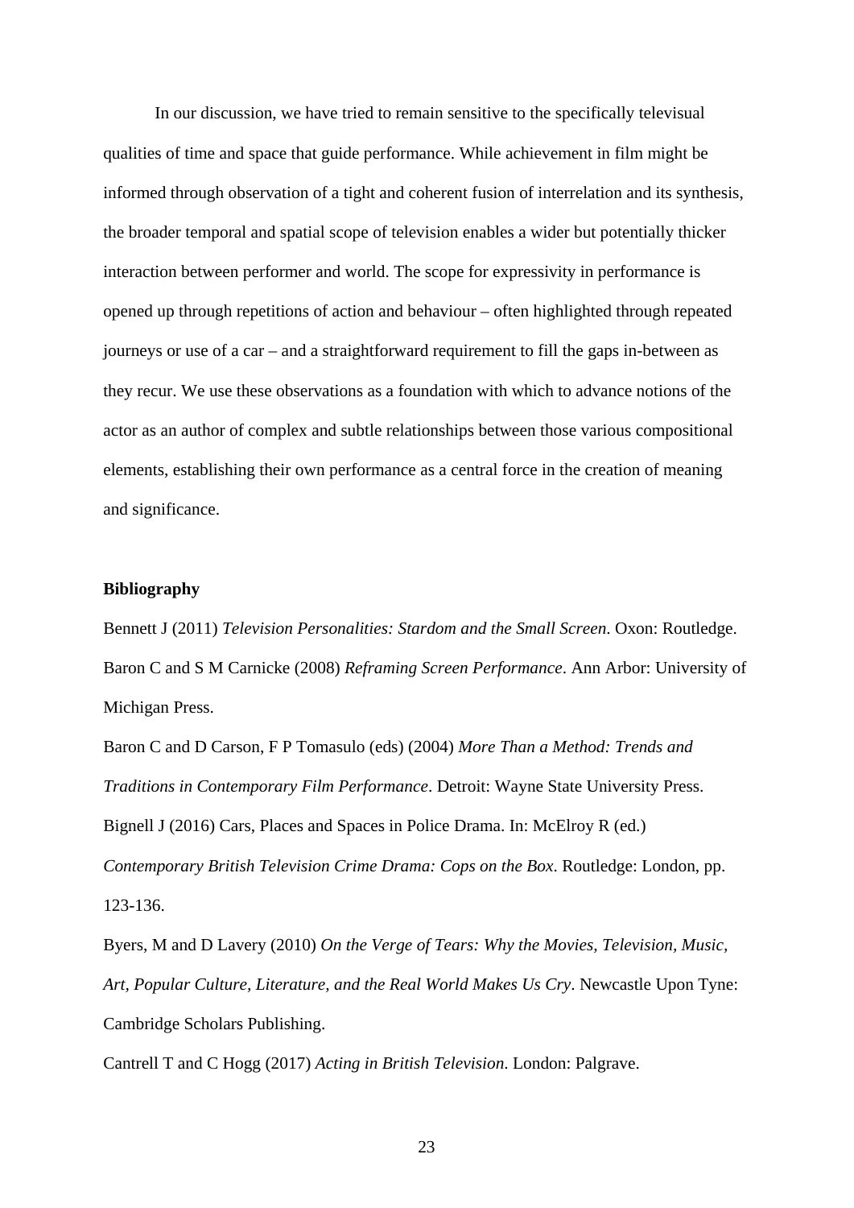In our discussion, we have tried to remain sensitive to the specifically televisual qualities of time and space that guide performance. While achievement in film might be informed through observation of a tight and coherent fusion of interrelation and its synthesis, the broader temporal and spatial scope of television enables a wider but potentially thicker interaction between performer and world. The scope for expressivity in performance is opened up through repetitions of action and behaviour – often highlighted through repeated journeys or use of a car – and a straightforward requirement to fill the gaps in-between as they recur. We use these observations as a foundation with which to advance notions of the actor as an author of complex and subtle relationships between those various compositional elements, establishing their own performance as a central force in the creation of meaning and significance.

**Bibliography**

Bennett J (2011) *Television Personalities: Stardom and the Small Screen*. Oxon: Routledge.

Baron C and S M Carnicke (2008) *Reframing Screen Performance*. Ann Arbor: University of Michigan Press.

Baron C and D Carson, F P Tomasulo (eds) (2004) *More Than a Method: Trends and Traditions in Contemporary Film Performance*. Detroit: Wayne State University Press.

Bignell J (2016) Cars, Places and Spaces in Police Drama. In: McElroy R (ed.) *Contemporary British Television Crime Drama: Cops on the Box*. Routledge: London, pp. 123-136.

Byers, M and D Lavery (2010) *On the Verge of Tears: Why the Movies, Television, Music, Art, Popular Culture, Literature, and the Real World Makes Us Cry*. Newcastle Upon Tyne: Cambridge Scholars Publishing.

Cantrell T and C Hogg (2017) *Acting in British Television*. London: Palgrave.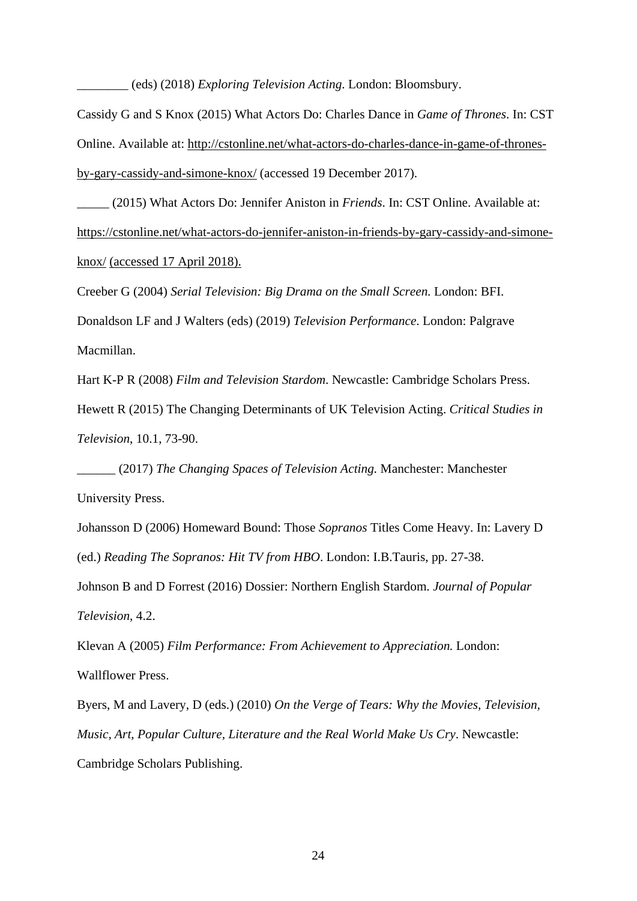________ (eds) (2018) *Exploring Television Acting*. London: Bloomsbury.

Cassidy G and S Knox (2015) What Actors Do: Charles Dance in *Game of Thrones*. In: CST Online. Available at: http://cstonline.net/what-actors-do-charles-dance-in-game-of-thrones-by-gary-cassidy-and-simone-knox/ (accessed 19 December 2017).

_____ (2015) What Actors Do: Jennifer Aniston in *Friends*. In: CST Online. Available at: https://cstonline.net/what-actors-do-jennifer-aniston-in-friends-by-gary-cassidy-and-simone-knox/ (accessed 17 April 2018).

Creeber G (2004) *Serial Television: Big Drama on the Small Screen.* London: BFI.

Donaldson LF and J Walters (eds) (2019) *Television Performance*. London: Palgrave Macmillan.

Hart K-P R (2008) *Film and Television Stardom*. Newcastle: Cambridge Scholars Press.

Hewett R (2015) The Changing Determinants of UK Television Acting. *Critical Studies in Television*, 10.1, 73-90.

______ (2017) *The Changing Spaces of Television Acting.* Manchester: Manchester University Press.

Johansson D (2006) Homeward Bound: Those *Sopranos* Titles Come Heavy. In: Lavery D (ed.) *Reading The Sopranos: Hit TV from HBO*. London: I.B.Tauris, pp. 27-38.

Johnson B and D Forrest (2016) Dossier: Northern English Stardom. *Journal of Popular Television*, 4.2.

Klevan A (2005) *Film Performance: From Achievement to Appreciation.* London: Wallflower Press.

Byers, M and Lavery, D (eds.) (2010) *On the Verge of Tears: Why the Movies, Television, Music, Art, Popular Culture, Literature and the Real World Make Us Cry*. Newcastle: Cambridge Scholars Publishing.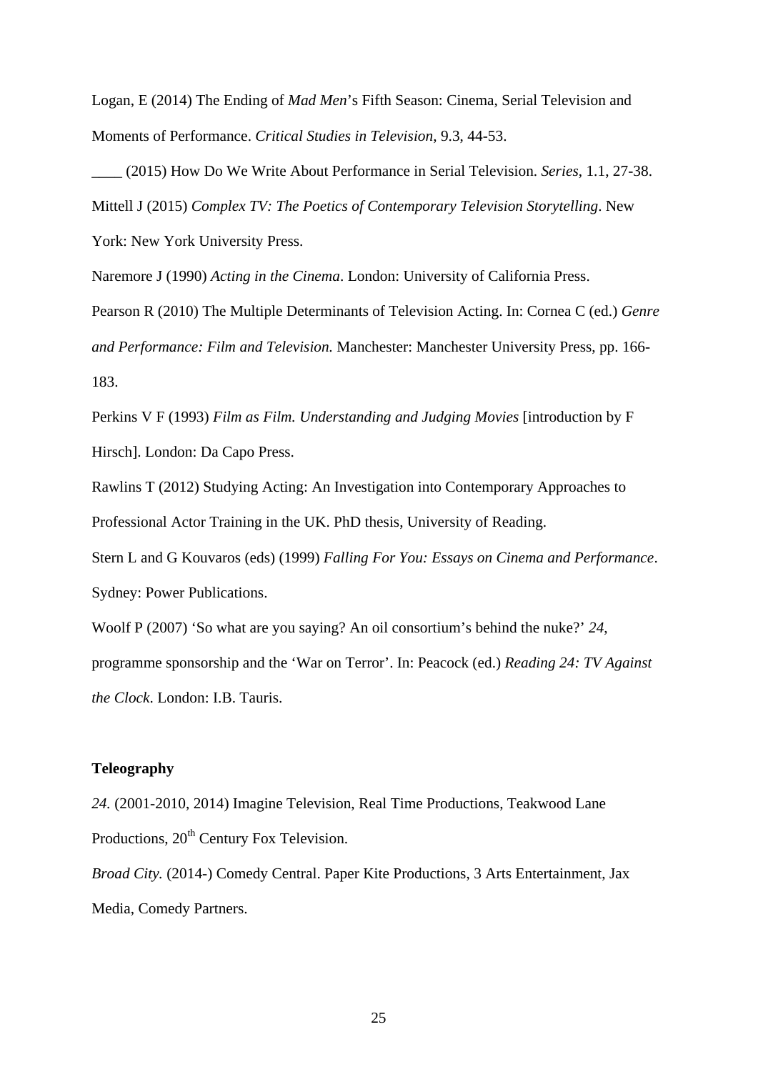Logan, E (2014) The Ending of *Mad Men*'s Fifth Season: Cinema, Serial Television and Moments of Performance. *Critical Studies in Television*, 9.3, 44-53.

____ (2015) How Do We Write About Performance in Serial Television. *Series*, 1.1, 27-38.

Mittell J (2015) *Complex TV: The Poetics of Contemporary Television Storytelling*. New York: New York University Press.

Naremore J (1990) *Acting in the Cinema*. London: University of California Press.

Pearson R (2010) The Multiple Determinants of Television Acting. In: Cornea C (ed.) *Genre and Performance: Film and Television.* Manchester: Manchester University Press, pp. 166-183.

Perkins V F (1993) *Film as Film. Understanding and Judging Movies* [introduction by F Hirsch]. London: Da Capo Press.

Rawlins T (2012) Studying Acting: An Investigation into Contemporary Approaches to Professional Actor Training in the UK. PhD thesis, University of Reading.

Stern L and G Kouvaros (eds) (1999) *Falling For You: Essays on Cinema and Performance*. Sydney: Power Publications.

Woolf P (2007) 'So what are you saying? An oil consortium's behind the nuke?' *24*, programme sponsorship and the 'War on Terror'. In: Peacock (ed.) *Reading 24: TV Against the Clock*. London: I.B. Tauris.

**Teleography**

*24.* (2001-2010, 2014) Imagine Television, Real Time Productions, Teakwood Lane Productions, 20th Century Fox Television.

*Broad City.* (2014-) Comedy Central. Paper Kite Productions, 3 Arts Entertainment, Jax Media, Comedy Partners.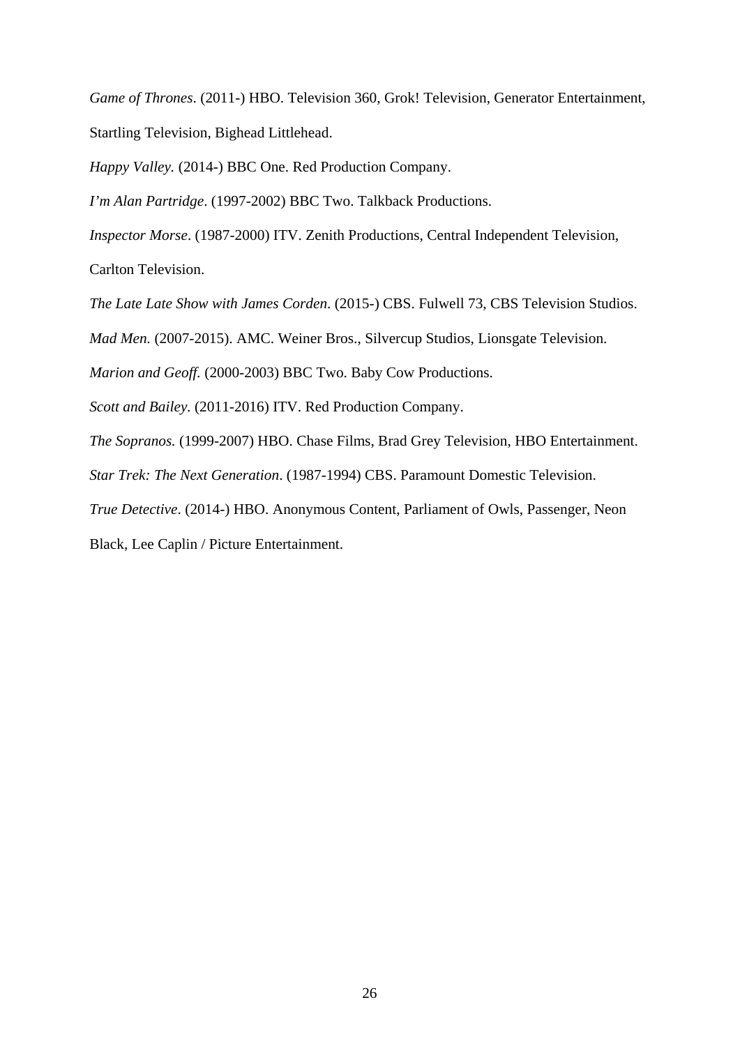*Game of Thrones*. (2011-) HBO. Television 360, Grok! Television, Generator Entertainment, Startling Television, Bighead Littlehead.

*Happy Valley.* (2014-) BBC One. Red Production Company.

*I'm Alan Partridge*. (1997-2002) BBC Two. Talkback Productions.

*Inspector Morse*. (1987-2000) ITV. Zenith Productions, Central Independent Television, Carlton Television.

*The Late Late Show with James Corden*. (2015-) CBS. Fulwell 73, CBS Television Studios.

*Mad Men.* (2007-2015). AMC. Weiner Bros., Silvercup Studios, Lionsgate Television.

*Marion and Geoff.* (2000-2003) BBC Two. Baby Cow Productions.

*Scott and Bailey*. (2011-2016) ITV. Red Production Company.

*The Sopranos.* (1999-2007) HBO. Chase Films, Brad Grey Television, HBO Entertainment.

*Star Trek: The Next Generation*. (1987-1994) CBS. Paramount Domestic Television.

*True Detective*. (2014-) HBO. Anonymous Content, Parliament of Owls, Passenger, Neon Black, Lee Caplin / Picture Entertainment.